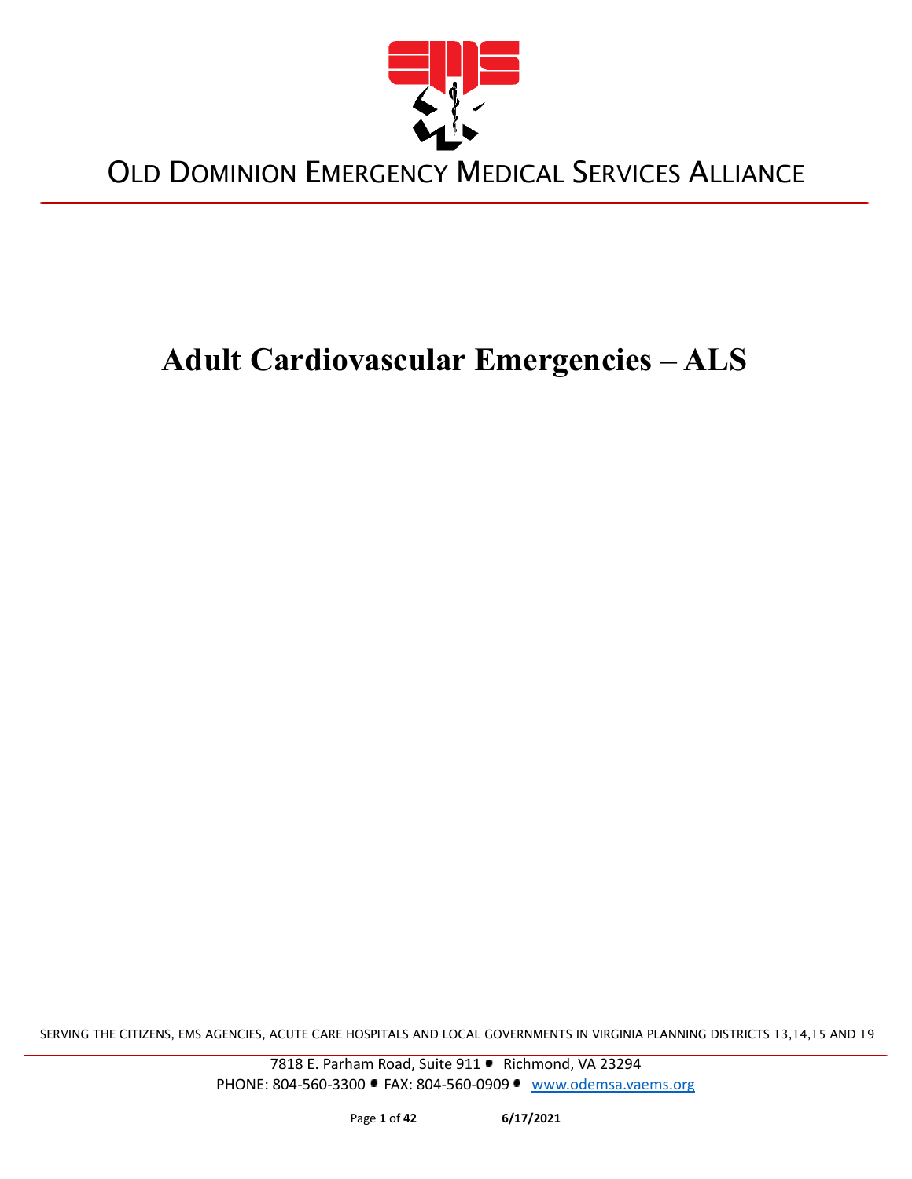# OLD DOMINION EMERGENCY MEDICAL SERVICES ALLIANCE

# Adult Cardiovascular Emergencies – ALS

SERVING THE CITIZENS, EMS AGENCIES, ACUTE CARE HOSPITALS AND LOCAL GOVERNMENTS IN VIRGINIA PLANNING DISTRICTS 13,14,15 AND 19

7818 E. Parham Road, Suite 911 • Richmond, VA 23294
PHONE: 804-560-3300 • FAX: 804-560-0909 • www.odemsa.vaems.org

6/17/2021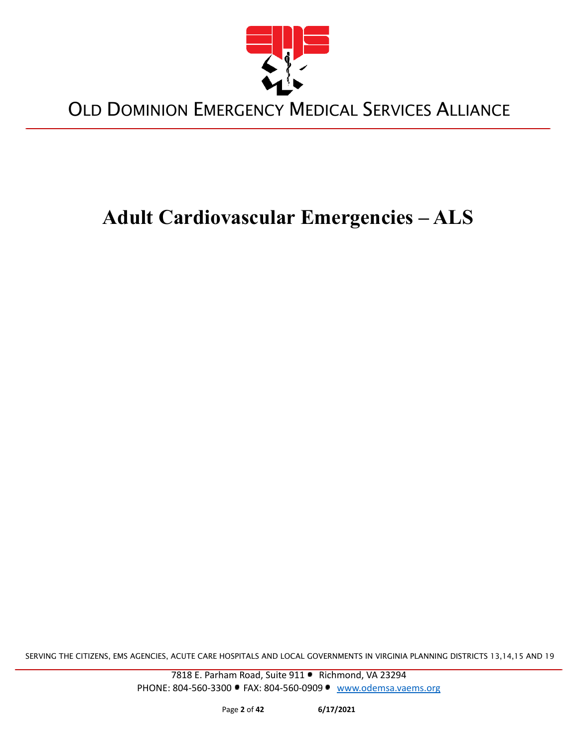# Adult Cardiovascular Emergencies – ALS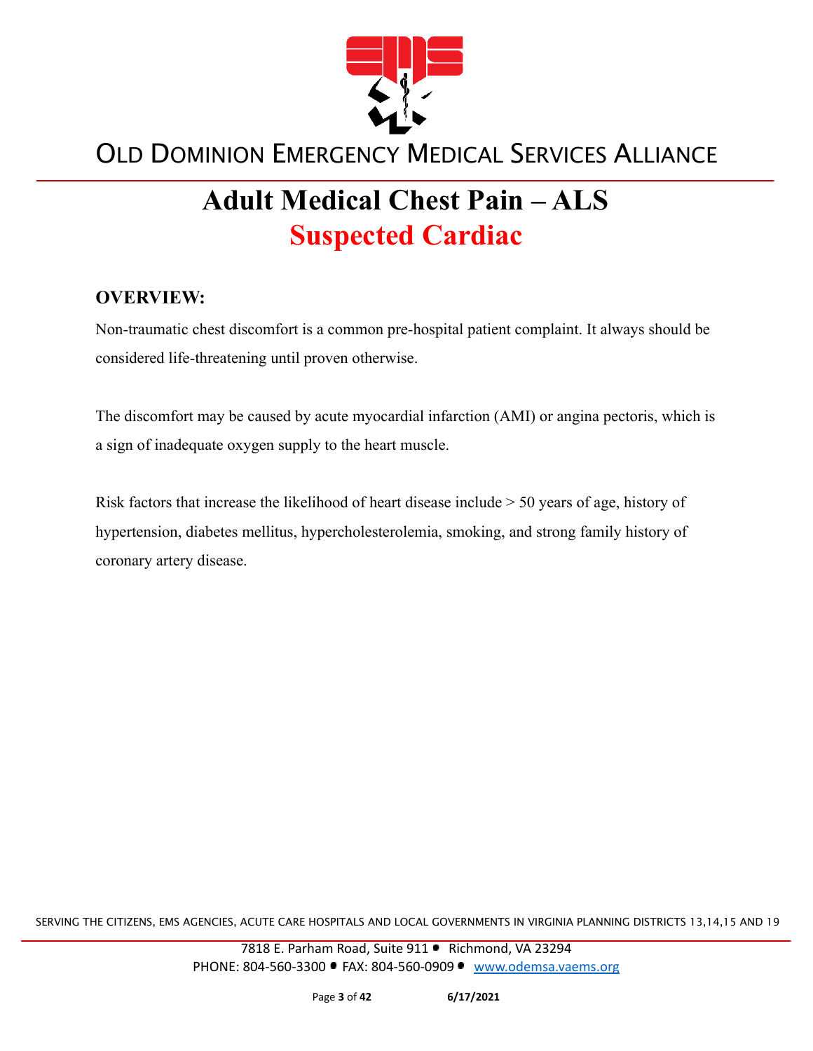# Adult Medical Chest Pain – ALS

## Suspected Cardiac

### OVERVIEW:

Non-traumatic chest discomfort is a common pre-hospital patient complaint. It always should be considered life-threatening until proven otherwise.

The discomfort may be caused by acute myocardial infarction (AMI) or angina pectoris, which is a sign of inadequate oxygen supply to the heart muscle.

Risk factors that increase the likelihood of heart disease include > 50 years of age, history of hypertension, diabetes mellitus, hypercholesterolemia, smoking, and strong family history of coronary artery disease.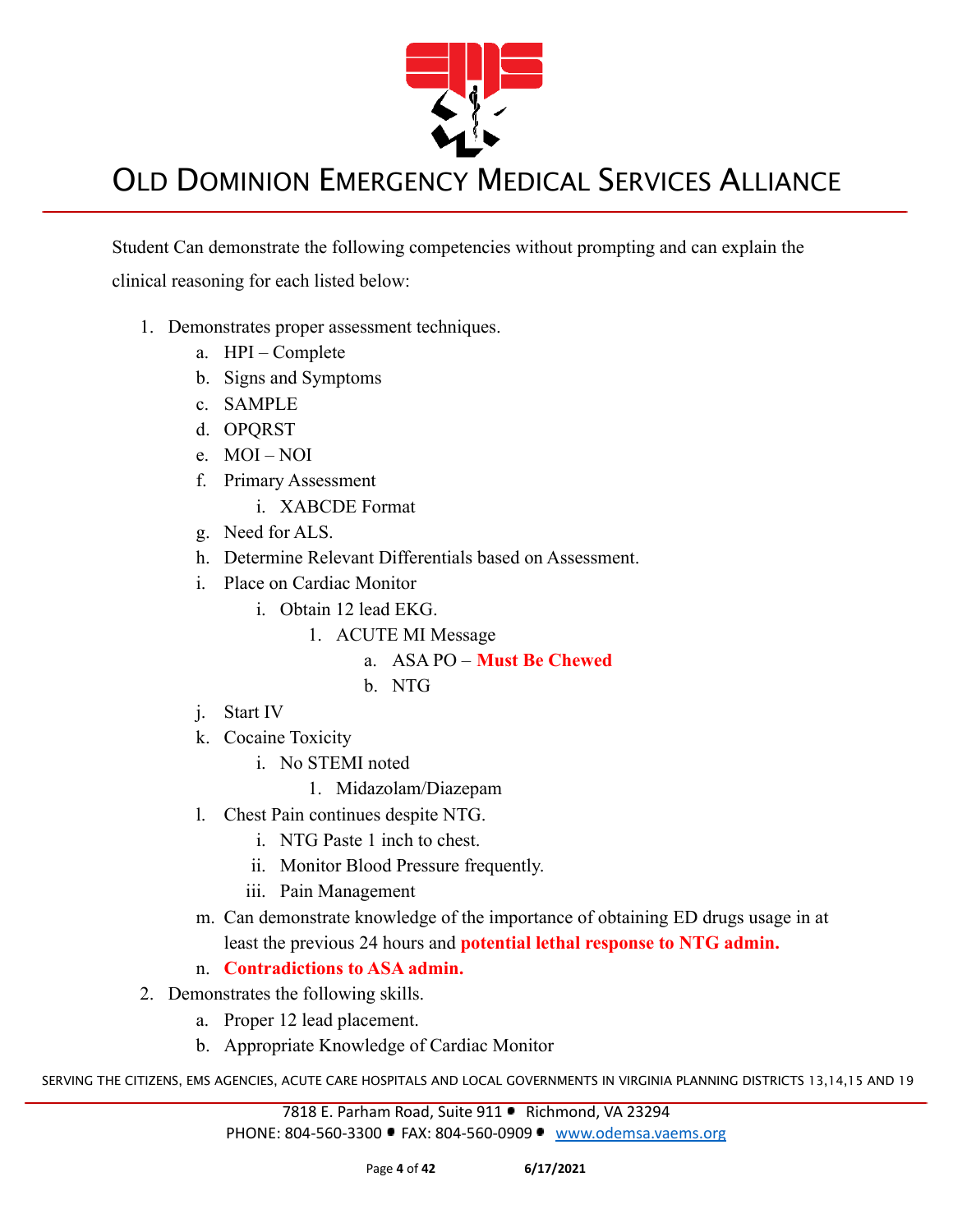Student Can demonstrate the following competencies without prompting and can explain the clinical reasoning for each listed below:

1. Demonstrates proper assessment techniques.
   a. HPI – Complete
   b. Signs and Symptoms
   c. SAMPLE
   d. OPQRST
   e. MOI – NOI
   f. Primary Assessment
      i. XABCDE Format
   g. Need for ALS.
   h. Determine Relevant Differentials based on Assessment.
   i. Place on Cardiac Monitor
      i. Obtain 12 lead EKG.
         1. ACUTE MI Message
            a. ASA PO – **Must Be Chewed**
            b. NTG
   j. Start IV
   k. Cocaine Toxicity
      i. No STEMI noted
         1. Midazolam/Diazepam
   l. Chest Pain continues despite NTG.
      i. NTG Paste 1 inch to chest.
      ii. Monitor Blood Pressure frequently.
      iii. Pain Management
   m. Can demonstrate knowledge of the importance of obtaining ED drugs usage in at least the previous 24 hours and **potential lethal response to NTG admin.**
   n. **Contradictions to ASA admin.**
2. Demonstrates the following skills.
   a. Proper 12 lead placement.
   b. Appropriate Knowledge of Cardiac Monitor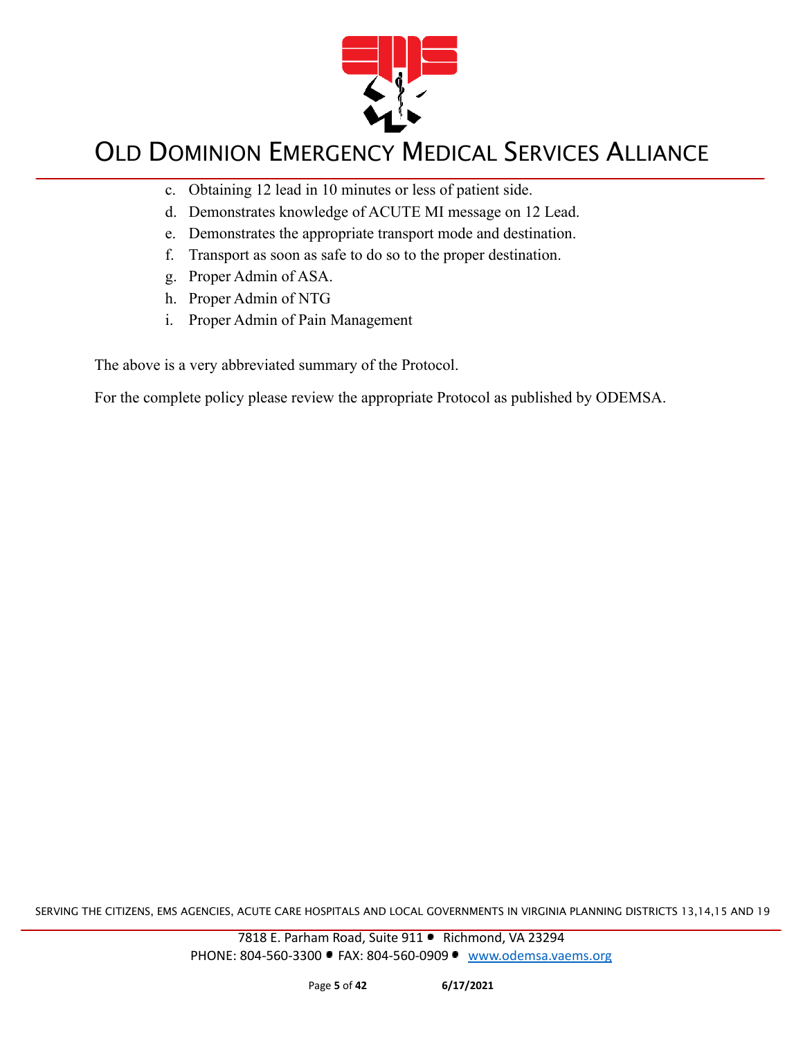c. Obtaining 12 lead in 10 minutes or less of patient side.
d. Demonstrates knowledge of ACUTE MI message on 12 Lead.
e. Demonstrates the appropriate transport mode and destination.
f. Transport as soon as safe to do so to the proper destination.
g. Proper Admin of ASA.
h. Proper Admin of NTG
i. Proper Admin of Pain Management

The above is a very abbreviated summary of the Protocol.

For the complete policy please review the appropriate Protocol as published by ODEMSA.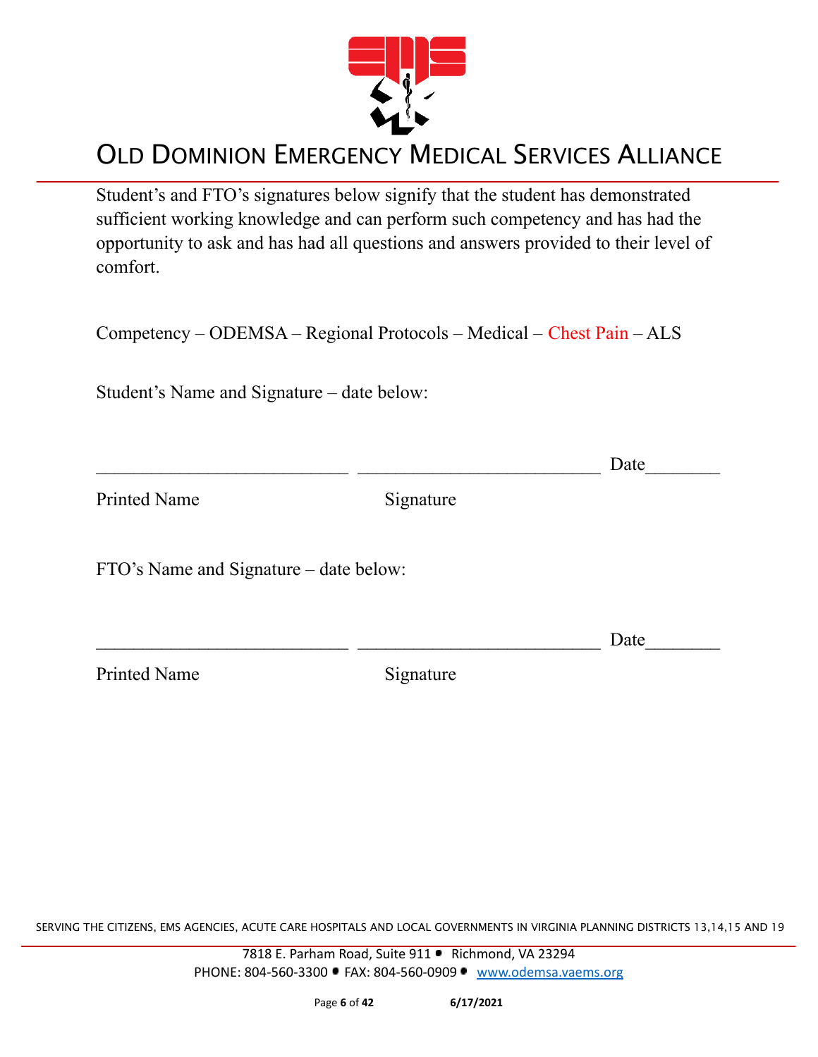# OLD DOMINION EMERGENCY MEDICAL SERVICES ALLIANCE

Student's and FTO's signatures below signify that the student has demonstrated sufficient working knowledge and can perform such competency and has had the opportunity to ask and has had all questions and answers provided to their level of comfort.

Competency – ODEMSA – Regional Protocols – Medical – Chest Pain – ALS

Student's Name and Signature – date below:

___________________________ ___________________________ Date________

Printed Name Signature

FTO's Name and Signature – date below:

___________________________ ___________________________ Date________

Printed Name Signature

SERVING THE CITIZENS, EMS AGENCIES, ACUTE CARE HOSPITALS AND LOCAL GOVERNMENTS IN VIRGINIA PLANNING DISTRICTS 13,14,15 AND 19

7818 E. Parham Road, Suite 911 • Richmond, VA 23294
PHONE: 804-560-3300 • FAX: 804-560-0909 • www.odemsa.vaems.org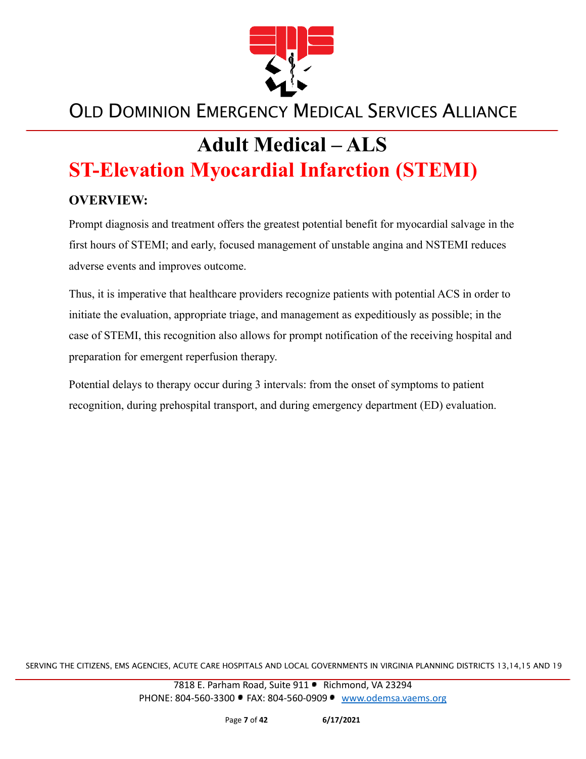# Adult Medical – ALS

# ST-Elevation Myocardial Infarction (STEMI)

## OVERVIEW:

Prompt diagnosis and treatment offers the greatest potential benefit for myocardial salvage in the first hours of STEMI; and early, focused management of unstable angina and NSTEMI reduces adverse events and improves outcome.

Thus, it is imperative that healthcare providers recognize patients with potential ACS in order to initiate the evaluation, appropriate triage, and management as expeditiously as possible; in the case of STEMI, this recognition also allows for prompt notification of the receiving hospital and preparation for emergent reperfusion therapy.

Potential delays to therapy occur during 3 intervals: from the onset of symptoms to patient recognition, during prehospital transport, and during emergency department (ED) evaluation.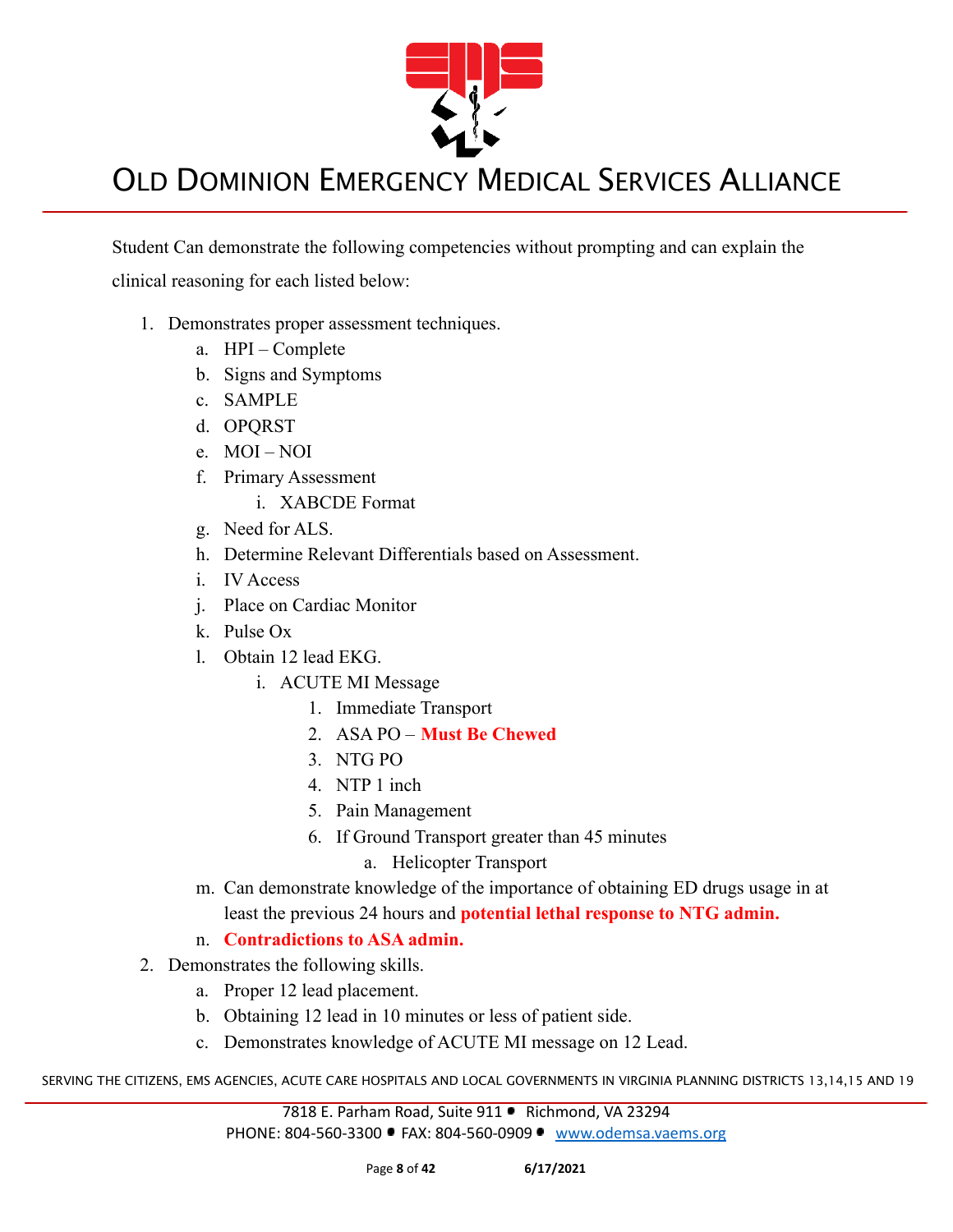Student Can demonstrate the following competencies without prompting and can explain the clinical reasoning for each listed below:

1. Demonstrates proper assessment techniques.
    a. HPI – Complete
    b. Signs and Symptoms
    c. SAMPLE
    d. OPQRST
    e. MOI – NOI
    f. Primary Assessment
        i. XABCDE Format
    g. Need for ALS.
    h. Determine Relevant Differentials based on Assessment.
    i. IV Access
    j. Place on Cardiac Monitor
    k. Pulse Ox
    l. Obtain 12 lead EKG.
        i. ACUTE MI Message
            1. Immediate Transport
            2. ASA PO – **Must Be Chewed**
            3. NTG PO
            4. NTP 1 inch
            5. Pain Management
            6. If Ground Transport greater than 45 minutes
                a. Helicopter Transport
    m. Can demonstrate knowledge of the importance of obtaining ED drugs usage in at least the previous 24 hours and **potential lethal response to NTG admin.**
    n. **Contradictions to ASA admin.**
2. Demonstrates the following skills.
    a. Proper 12 lead placement.
    b. Obtaining 12 lead in 10 minutes or less of patient side.
    c. Demonstrates knowledge of ACUTE MI message on 12 Lead.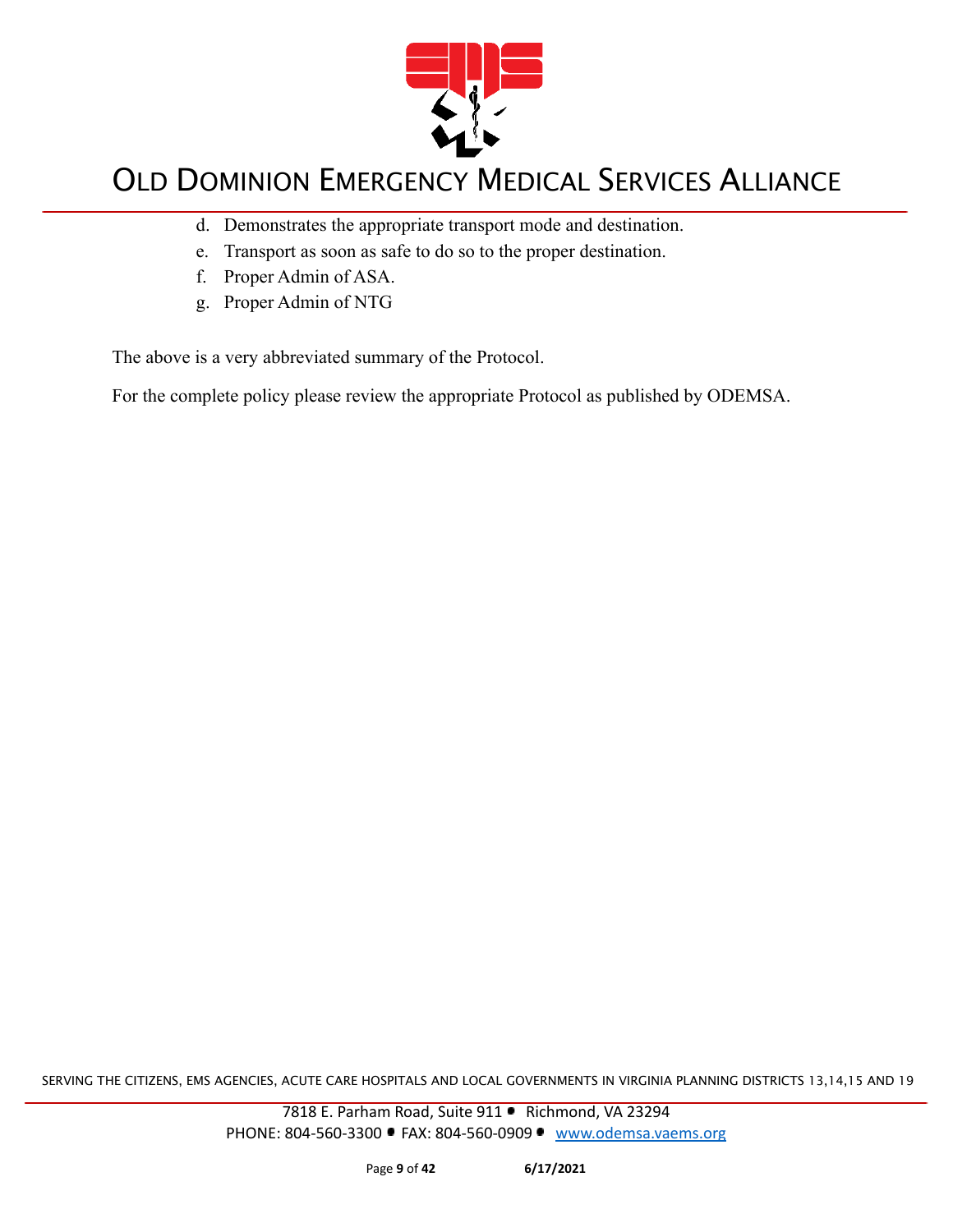d. Demonstrates the appropriate transport mode and destination.
e. Transport as soon as safe to do so to the proper destination.
f. Proper Admin of ASA.
g. Proper Admin of NTG

The above is a very abbreviated summary of the Protocol.

For the complete policy please review the appropriate Protocol as published by ODEMSA.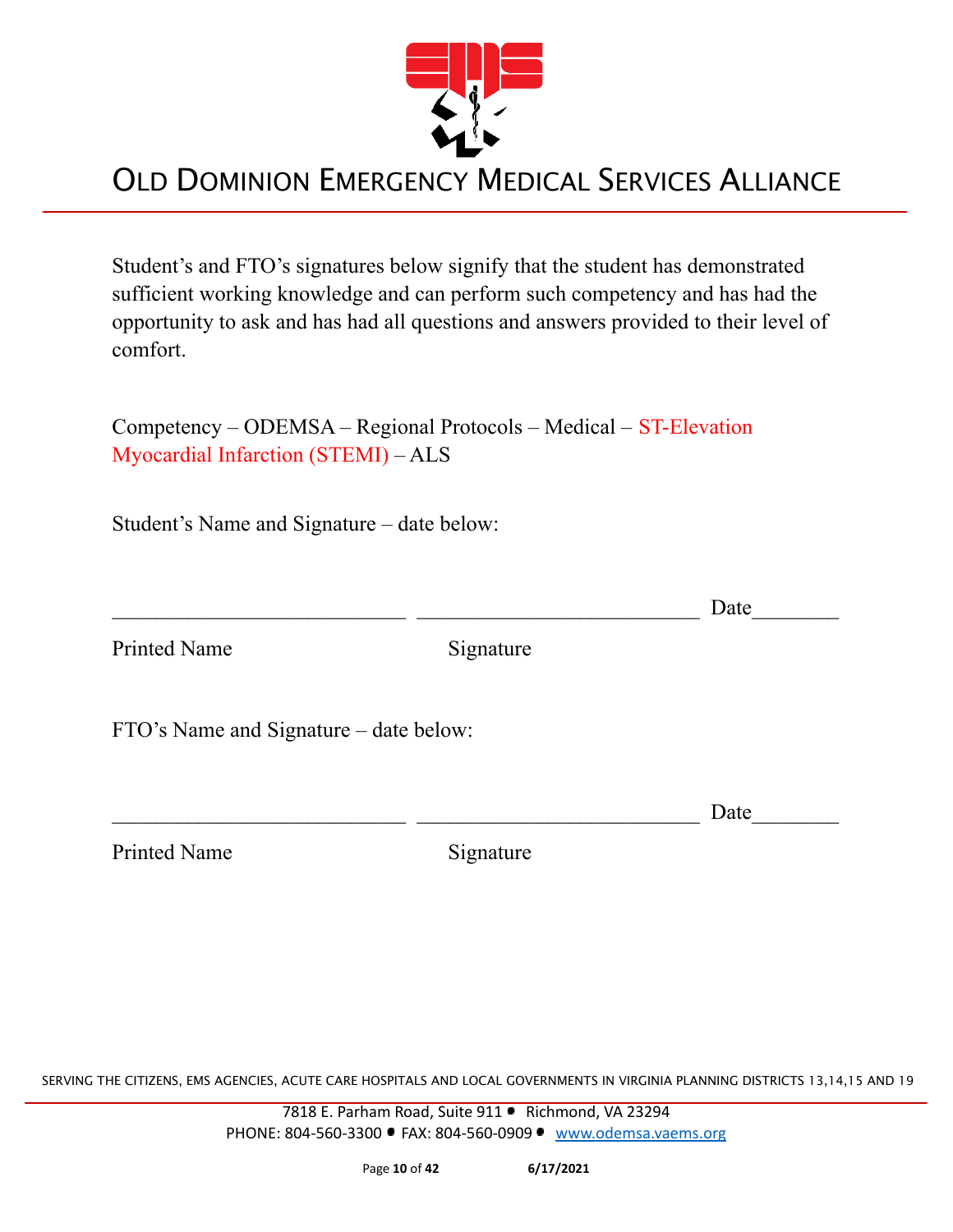Student's and FTO's signatures below signify that the student has demonstrated sufficient working knowledge and can perform such competency and has had the opportunity to ask and has had all questions and answers provided to their level of comfort.

Competency – ODEMSA – Regional Protocols – Medical – ST-Elevation Myocardial Infarction (STEMI) – ALS

Student's Name and Signature – date below:

___________________________ __________________________ Date________

Printed Name Signature

FTO's Name and Signature – date below:

___________________________ __________________________ Date________

Printed Name Signature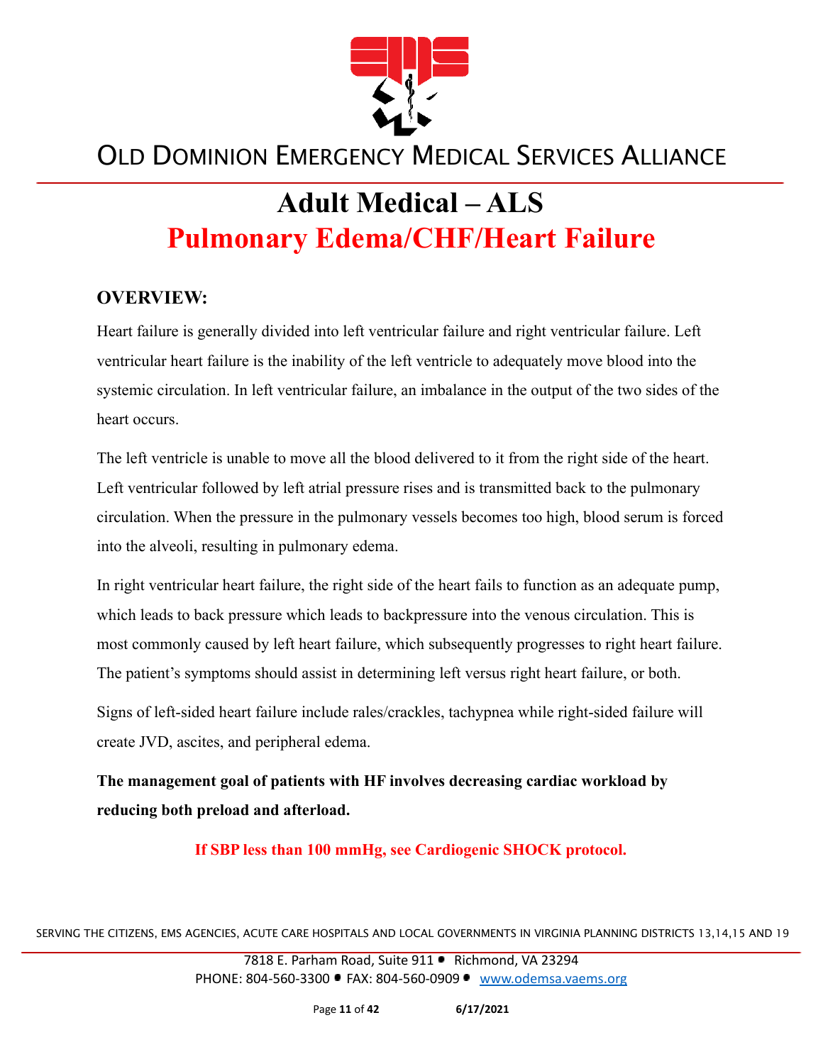# OLD DOMINION EMERGENCY MEDICAL SERVICES ALLIANCE

# Adult Medical – ALS
## Pulmonary Edema/CHF/Heart Failure

### OVERVIEW:

Heart failure is generally divided into left ventricular failure and right ventricular failure. Left ventricular heart failure is the inability of the left ventricle to adequately move blood into the systemic circulation. In left ventricular failure, an imbalance in the output of the two sides of the heart occurs.

The left ventricle is unable to move all the blood delivered to it from the right side of the heart. Left ventricular followed by left atrial pressure rises and is transmitted back to the pulmonary circulation. When the pressure in the pulmonary vessels becomes too high, blood serum is forced into the alveoli, resulting in pulmonary edema.

In right ventricular heart failure, the right side of the heart fails to function as an adequate pump, which leads to back pressure which leads to backpressure into the venous circulation. This is most commonly caused by left heart failure, which subsequently progresses to right heart failure. The patient's symptoms should assist in determining left versus right heart failure, or both.

Signs of left-sided heart failure include rales/crackles, tachypnea while right-sided failure will create JVD, ascites, and peripheral edema.

**The management goal of patients with HF involves decreasing cardiac workload by reducing both preload and afterload.**

**If SBP less than 100 mmHg, see Cardiogenic SHOCK protocol.**

SERVING THE CITIZENS, EMS AGENCIES, ACUTE CARE HOSPITALS AND LOCAL GOVERNMENTS IN VIRGINIA PLANNING DISTRICTS 13,14,15 AND 19

7818 E. Parham Road, Suite 911 • Richmond, VA 23294
PHONE: 804-560-3300 • FAX: 804-560-0909 • www.odemsa.vaems.org

6/17/2021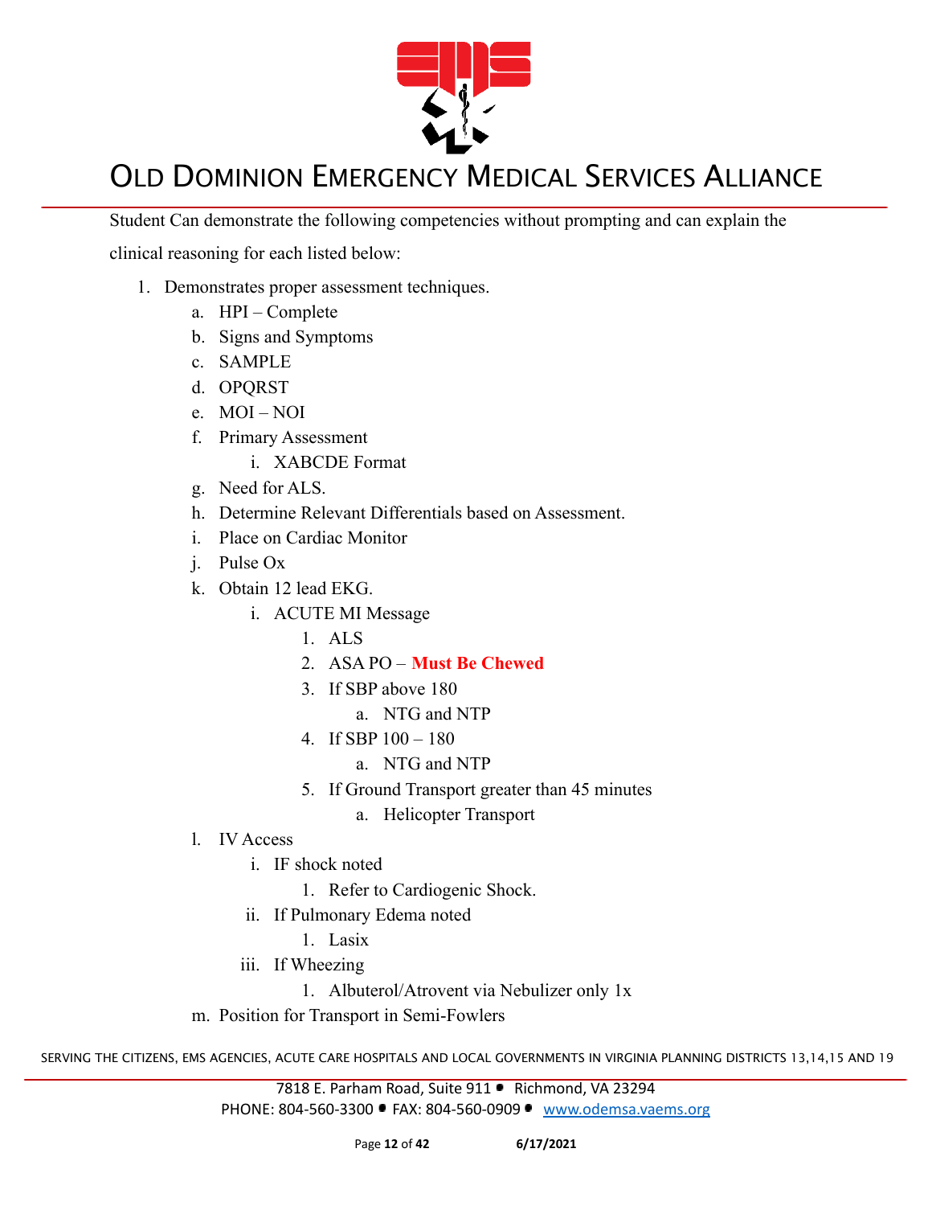Student Can demonstrate the following competencies without prompting and can explain the clinical reasoning for each listed below:

1. Demonstrates proper assessment techniques.
    a. HPI – Complete
    b. Signs and Symptoms
    c. SAMPLE
    d. OPQRST
    e. MOI – NOI
    f. Primary Assessment
        i. XABCDE Format
    g. Need for ALS.
    h. Determine Relevant Differentials based on Assessment.
    i. Place on Cardiac Monitor
    j. Pulse Ox
    k. Obtain 12 lead EKG.
        i. ACUTE MI Message
            1. ALS
            2. ASA PO – **Must Be Chewed**
            3. If SBP above 180
                a. NTG and NTP
            4. If SBP 100 – 180
                a. NTG and NTP
            5. If Ground Transport greater than 45 minutes
                a. Helicopter Transport
    l. IV Access
        i. IF shock noted
            1. Refer to Cardiogenic Shock.
        ii. If Pulmonary Edema noted
            1. Lasix
        iii. If Wheezing
            1. Albuterol/Atrovent via Nebulizer only 1x
    m. Position for Transport in Semi-Fowlers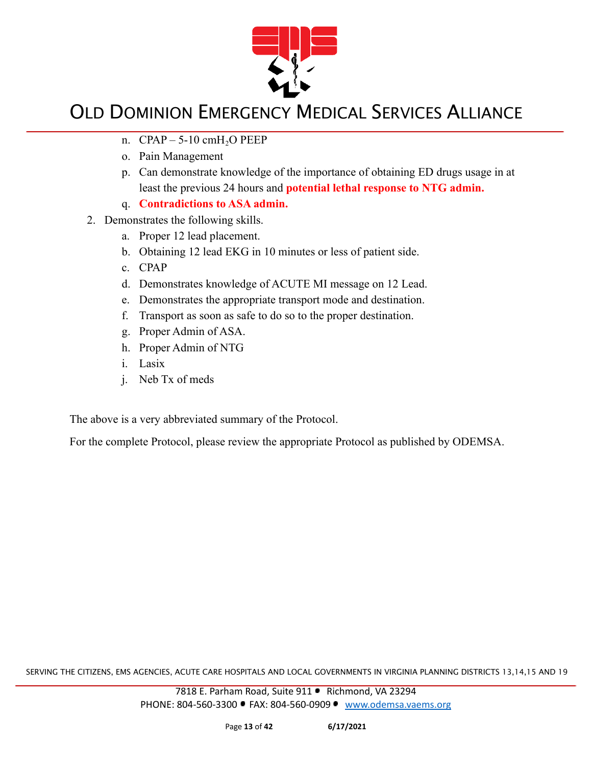n. CPAP – 5-10 $cmH_2O$ PEEP

o. Pain Management

p. Can demonstrate knowledge of the importance of obtaining ED drugs usage in at least the previous 24 hours and **potential lethal response to NTG admin.**

q. **Contradictions to ASA admin.**

2. Demonstrates the following skills.
   a. Proper 12 lead placement.
   b. Obtaining 12 lead EKG in 10 minutes or less of patient side.
   c. CPAP
   d. Demonstrates knowledge of ACUTE MI message on 12 Lead.
   e. Demonstrates the appropriate transport mode and destination.
   f. Transport as soon as safe to do so to the proper destination.
   g. Proper Admin of ASA.
   h. Proper Admin of NTG
   i. Lasix
   j. Neb Tx of meds

The above is a very abbreviated summary of the Protocol.

For the complete Protocol, please review the appropriate Protocol as published by ODEMSA.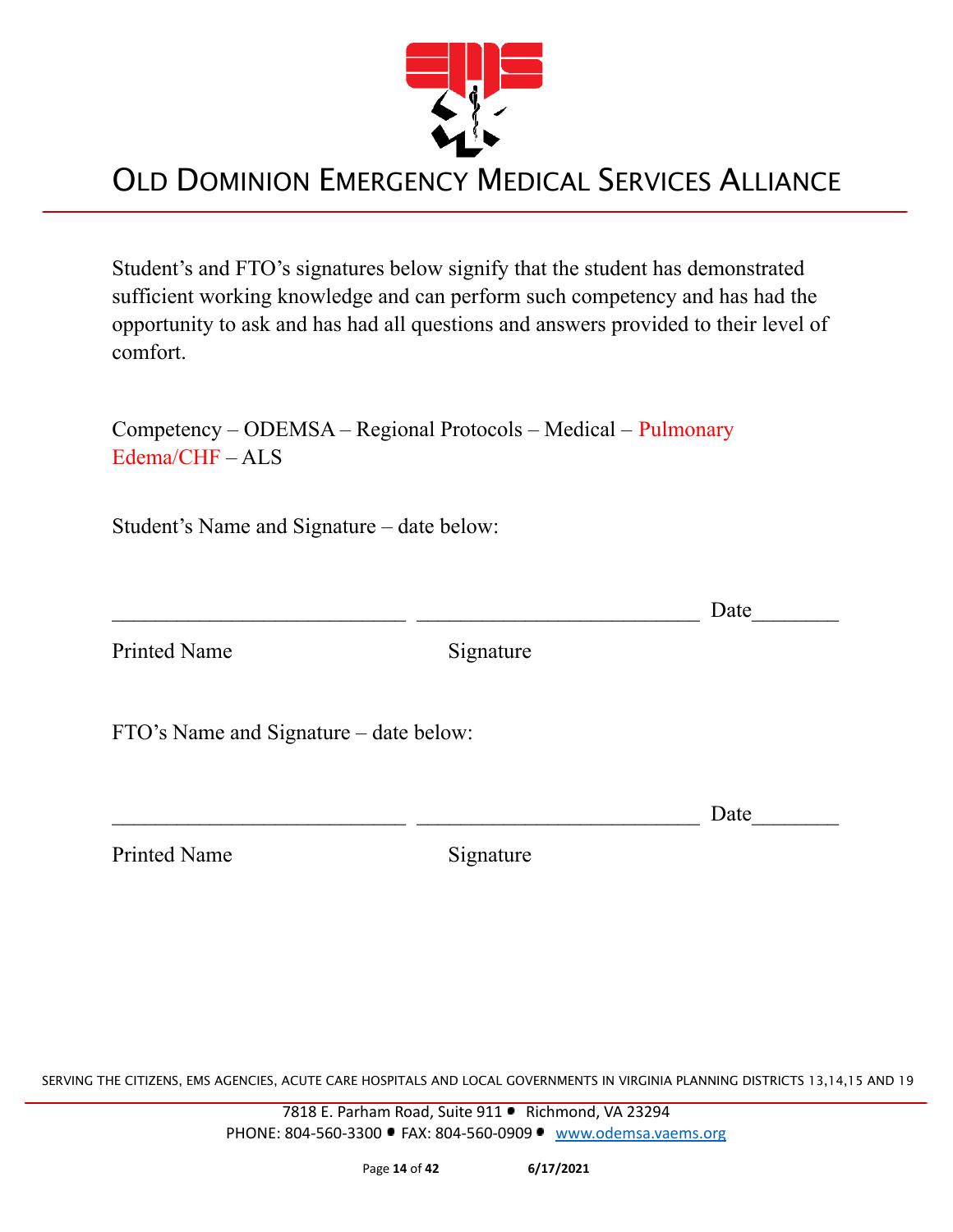Student's and FTO's signatures below signify that the student has demonstrated sufficient working knowledge and can perform such competency and has had the opportunity to ask and has had all questions and answers provided to their level of comfort.

Competency – ODEMSA – Regional Protocols – Medical – Pulmonary Edema/CHF – ALS

Student's Name and Signature – date below:

___________________________ ___________________________ Date________

Printed Name Signature

FTO's Name and Signature – date below:

___________________________ ___________________________ Date________

Printed Name Signature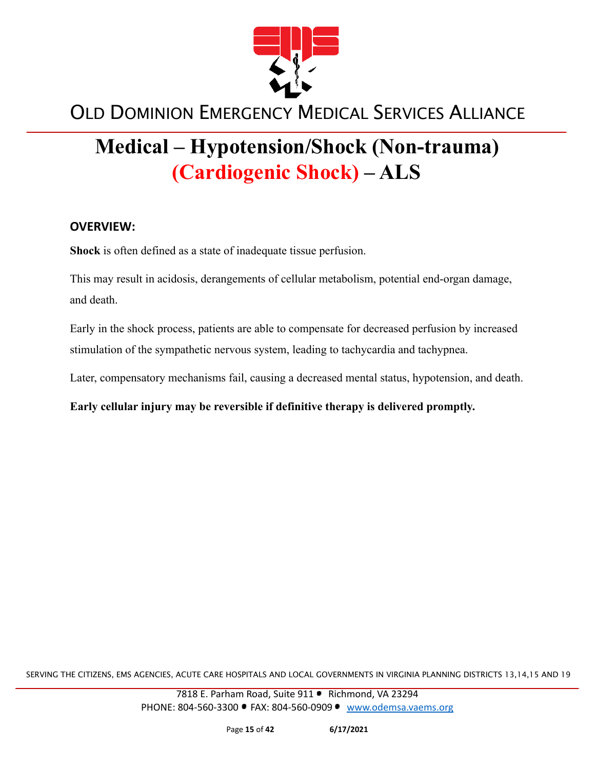# Medical – Hypotension/Shock (Non-trauma) (Cardiogenic Shock) – ALS

## OVERVIEW:

**Shock** is often defined as a state of inadequate tissue perfusion.

This may result in acidosis, derangements of cellular metabolism, potential end-organ damage, and death.

Early in the shock process, patients are able to compensate for decreased perfusion by increased stimulation of the sympathetic nervous system, leading to tachycardia and tachypnea.

Later, compensatory mechanisms fail, causing a decreased mental status, hypotension, and death.

**Early cellular injury may be reversible if definitive therapy is delivered promptly.**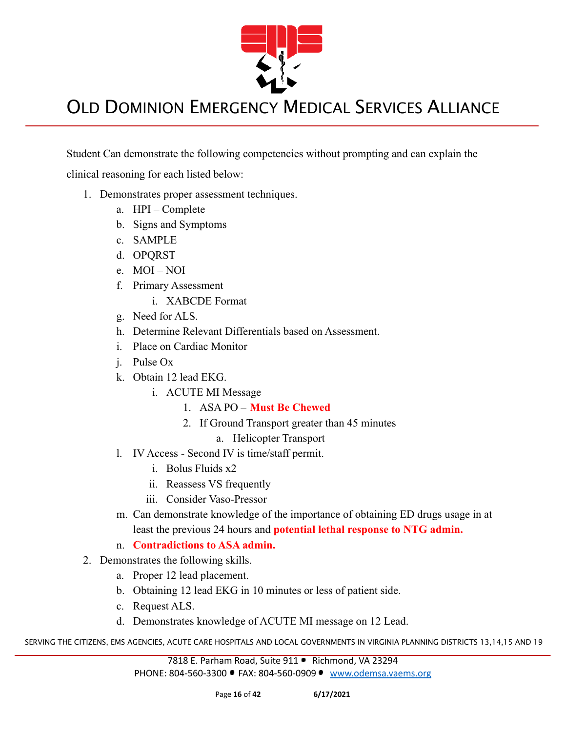Student Can demonstrate the following competencies without prompting and can explain the clinical reasoning for each listed below:

1. Demonstrates proper assessment techniques.
   a. HPI – Complete
   b. Signs and Symptoms
   c. SAMPLE
   d. OPQRST
   e. MOI – NOI
   f. Primary Assessment
      i. XABCDE Format
   g. Need for ALS.
   h. Determine Relevant Differentials based on Assessment.
   i. Place on Cardiac Monitor
   j. Pulse Ox
   k. Obtain 12 lead EKG.
      i. ACUTE MI Message
         1. ASA PO – **Must Be Chewed**
         2. If Ground Transport greater than 45 minutes
            a. Helicopter Transport
   l. IV Access - Second IV is time/staff permit.
      i. Bolus Fluids x2
      ii. Reassess VS frequently
      iii. Consider Vaso-Pressor
   m. Can demonstrate knowledge of the importance of obtaining ED drugs usage in at least the previous 24 hours and **potential lethal response to NTG admin.**
   n. **Contradictions to ASA admin.**
2. Demonstrates the following skills.
   a. Proper 12 lead placement.
   b. Obtaining 12 lead EKG in 10 minutes or less of patient side.
   c. Request ALS.
   d. Demonstrates knowledge of ACUTE MI message on 12 Lead.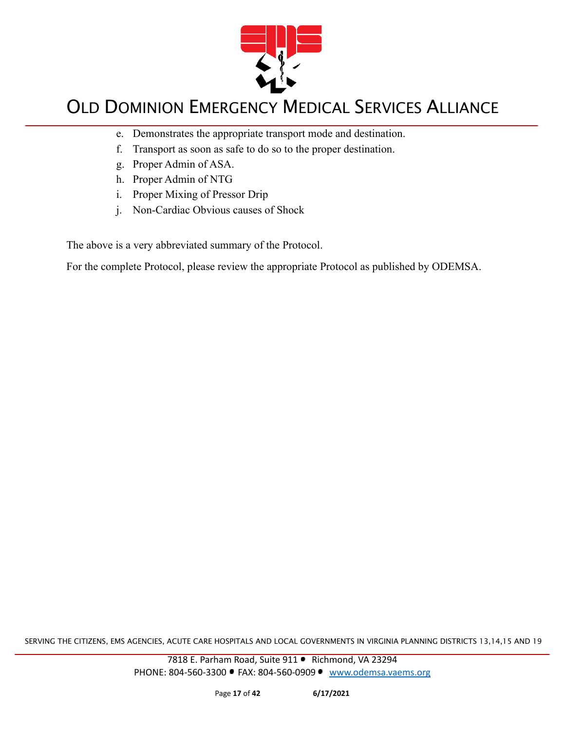e. Demonstrates the appropriate transport mode and destination.
f. Transport as soon as safe to do so to the proper destination.
g. Proper Admin of ASA.
h. Proper Admin of NTG
i. Proper Mixing of Pressor Drip
j. Non-Cardiac Obvious causes of Shock

The above is a very abbreviated summary of the Protocol.

For the complete Protocol, please review the appropriate Protocol as published by ODEMSA.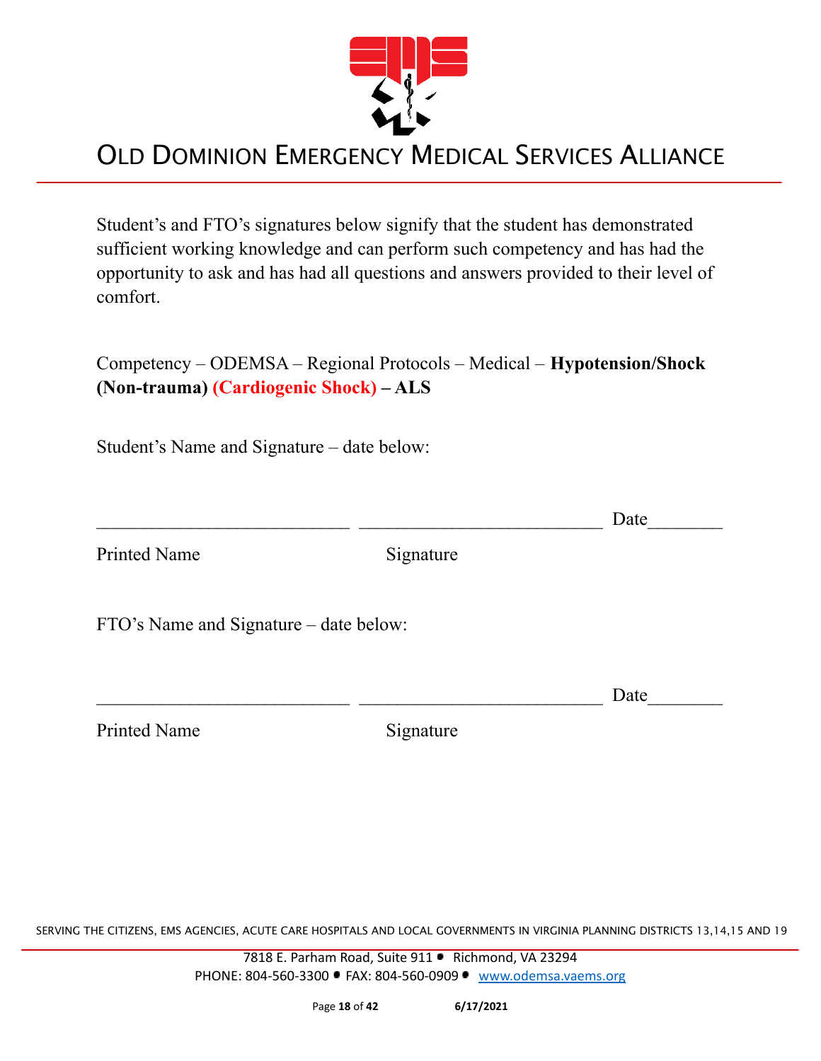Student's and FTO's signatures below signify that the student has demonstrated sufficient working knowledge and can perform such competency and has had the opportunity to ask and has had all questions and answers provided to their level of comfort.

Competency – ODEMSA – Regional Protocols – Medical – **Hypotension/Shock (Non-trauma) (Cardiogenic Shock) – ALS**

Student's Name and Signature – date below:

___________________________ ___________________________ Date________

Printed Name Signature

FTO's Name and Signature – date below:

___________________________ ___________________________ Date________

Printed Name Signature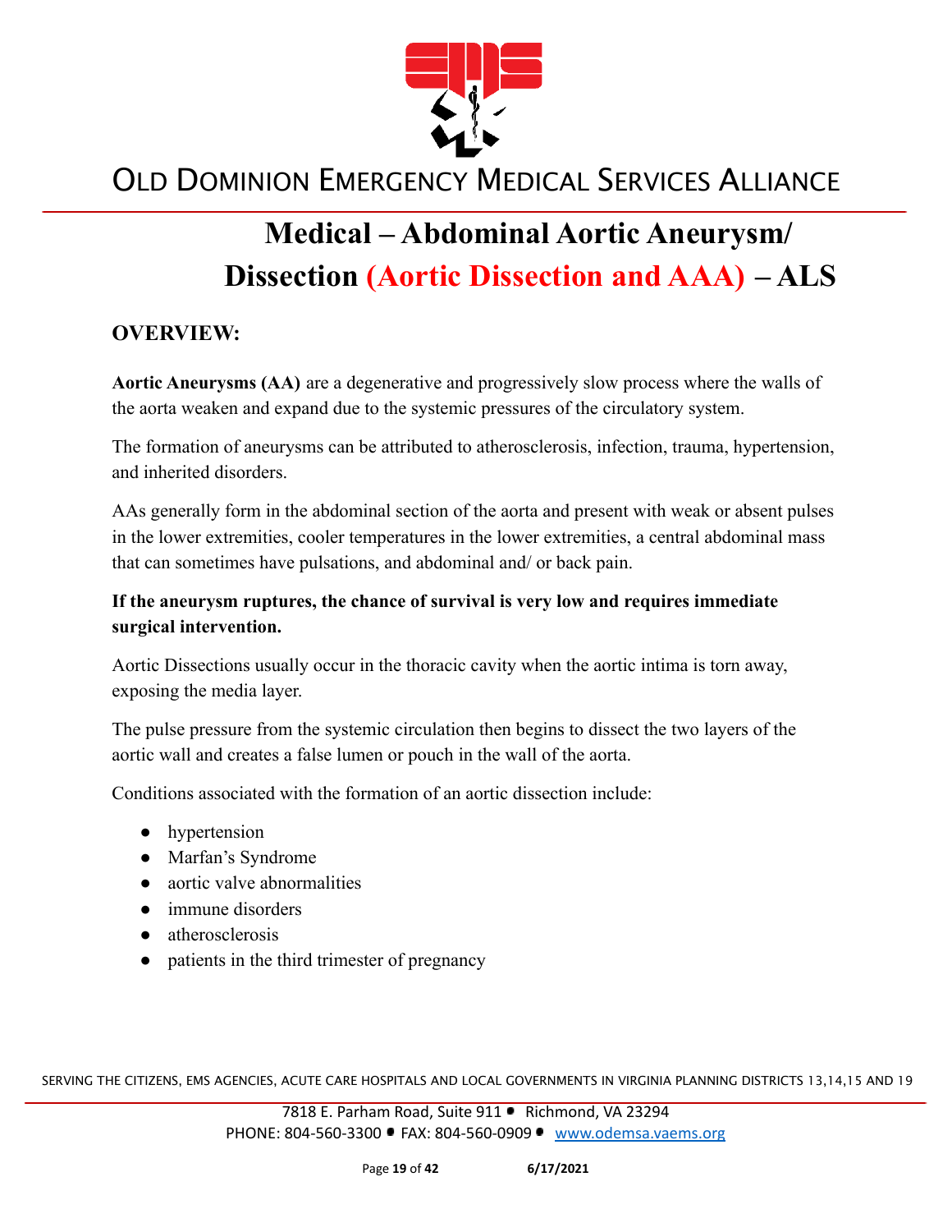# Medical – Abdominal Aortic Aneurysm/ Dissection (Aortic Dissection and AAA) – ALS

## OVERVIEW:

**Aortic Aneurysms (AA)** are a degenerative and progressively slow process where the walls of the aorta weaken and expand due to the systemic pressures of the circulatory system.

The formation of aneurysms can be attributed to atherosclerosis, infection, trauma, hypertension, and inherited disorders.

AAs generally form in the abdominal section of the aorta and present with weak or absent pulses in the lower extremities, cooler temperatures in the lower extremities, a central abdominal mass that can sometimes have pulsations, and abdominal and/ or back pain.

**If the aneurysm ruptures, the chance of survival is very low and requires immediate surgical intervention.**

Aortic Dissections usually occur in the thoracic cavity when the aortic intima is torn away, exposing the media layer.

The pulse pressure from the systemic circulation then begins to dissect the two layers of the aortic wall and creates a false lumen or pouch in the wall of the aorta.

Conditions associated with the formation of an aortic dissection include:

- hypertension
- Marfan's Syndrome
- aortic valve abnormalities
- immune disorders
- atherosclerosis
- patients in the third trimester of pregnancy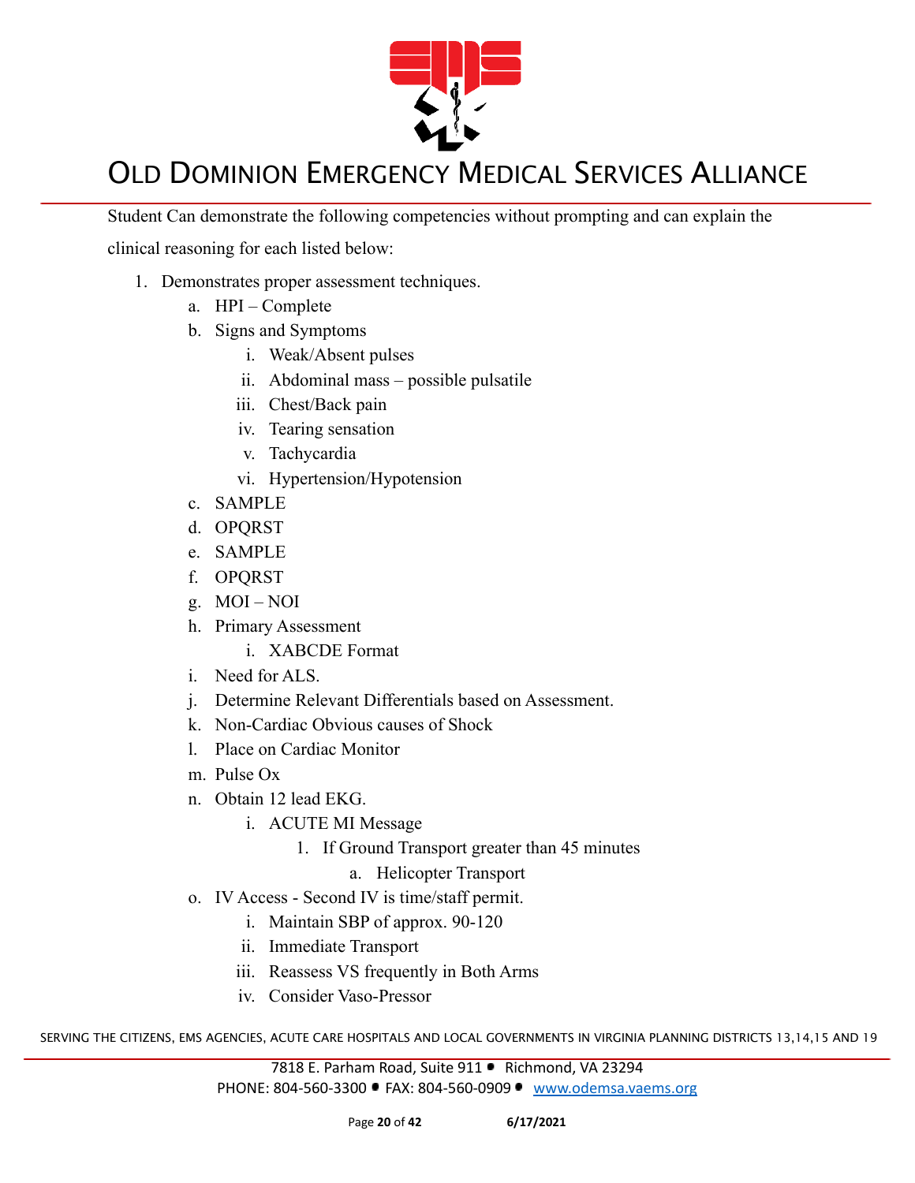Student Can demonstrate the following competencies without prompting and can explain the clinical reasoning for each listed below:

1. Demonstrates proper assessment techniques.
   a. HPI – Complete
   b. Signs and Symptoms
      i. Weak/Absent pulses
      ii. Abdominal mass – possible pulsatile
      iii. Chest/Back pain
      iv. Tearing sensation
      v. Tachycardia
      vi. Hypertension/Hypotension
   c. SAMPLE
   d. OPQRST
   e. SAMPLE
   f. OPQRST
   g. MOI – NOI
   h. Primary Assessment
      i. XABCDE Format
   i. Need for ALS.
   j. Determine Relevant Differentials based on Assessment.
   k. Non-Cardiac Obvious causes of Shock
   l. Place on Cardiac Monitor
   m. Pulse Ox
   n. Obtain 12 lead EKG.
      i. ACUTE MI Message
         1. If Ground Transport greater than 45 minutes
            a. Helicopter Transport
   o. IV Access - Second IV is time/staff permit.
      i. Maintain SBP of approx. 90-120
      ii. Immediate Transport
      iii. Reassess VS frequently in Both Arms
      iv. Consider Vaso-Pressor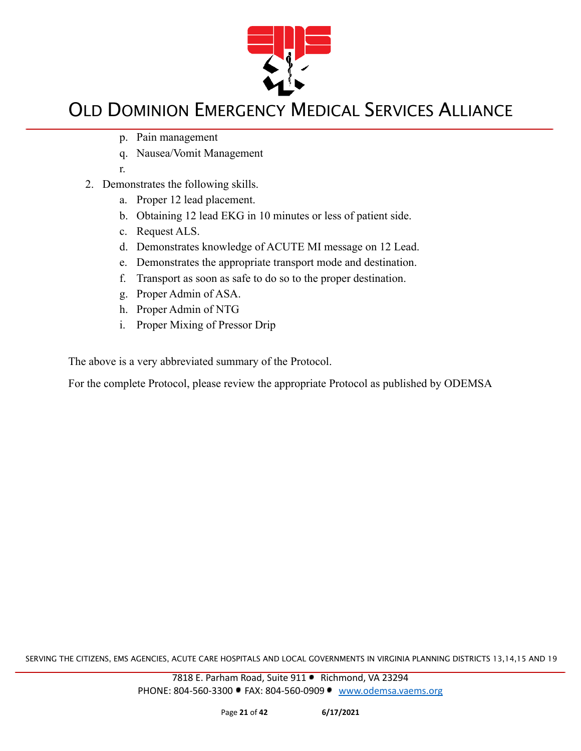p. Pain management
q. Nausea/Vomit Management
r.

2. Demonstrates the following skills.
    a. Proper 12 lead placement.
    b. Obtaining 12 lead EKG in 10 minutes or less of patient side.
    c. Request ALS.
    d. Demonstrates knowledge of ACUTE MI message on 12 Lead.
    e. Demonstrates the appropriate transport mode and destination.
    f. Transport as soon as safe to do so to the proper destination.
    g. Proper Admin of ASA.
    h. Proper Admin of NTG
    i. Proper Mixing of Pressor Drip

The above is a very abbreviated summary of the Protocol.

For the complete Protocol, please review the appropriate Protocol as published by ODEMSA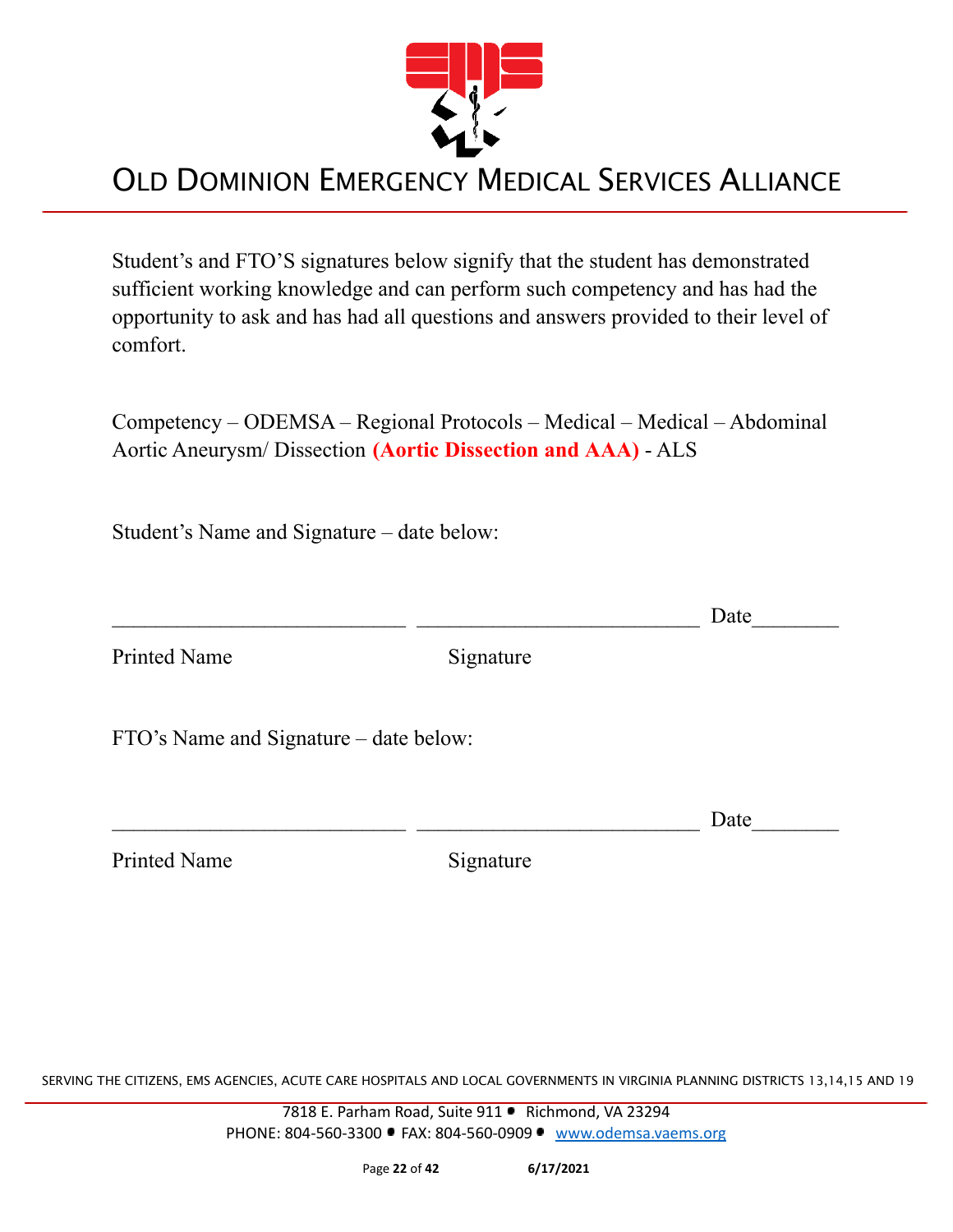Student's and FTO'S signatures below signify that the student has demonstrated sufficient working knowledge and can perform such competency and has had the opportunity to ask and has had all questions and answers provided to their level of comfort.

Competency – ODEMSA – Regional Protocols – Medical – Medical – Abdominal Aortic Aneurysm/ Dissection **(Aortic Dissection and AAA)** - ALS

Student's Name and Signature – date below:

___________________________ ___________________________ Date________

Printed Name Signature

FTO's Name and Signature – date below:

___________________________ ___________________________ Date________

Printed Name Signature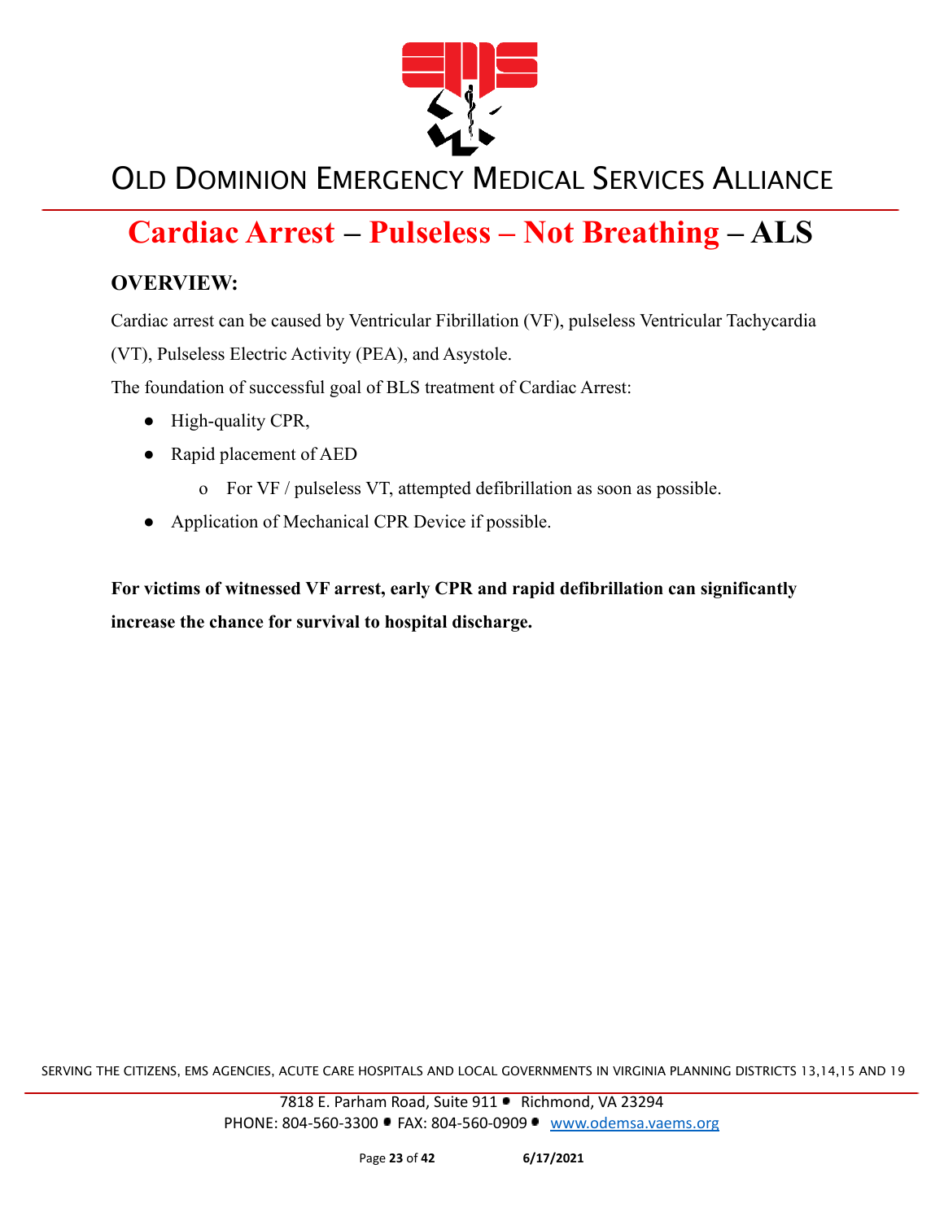# Cardiac Arrest – Pulseless – Not Breathing – ALS

## OVERVIEW:

Cardiac arrest can be caused by Ventricular Fibrillation (VF), pulseless Ventricular Tachycardia (VT), Pulseless Electric Activity (PEA), and Asystole.

The foundation of successful goal of BLS treatment of Cardiac Arrest:

- High-quality CPR,
- Rapid placement of AED
  - For VF / pulseless VT, attempted defibrillation as soon as possible.
- Application of Mechanical CPR Device if possible.

**For victims of witnessed VF arrest, early CPR and rapid defibrillation can significantly increase the chance for survival to hospital discharge.**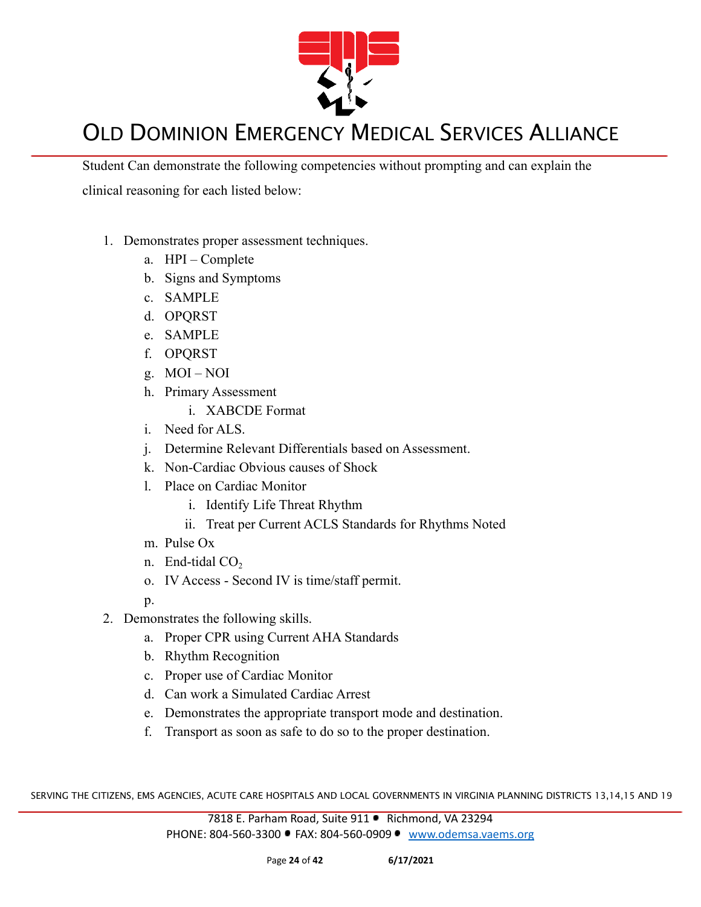Student Can demonstrate the following competencies without prompting and can explain the clinical reasoning for each listed below:

1. Demonstrates proper assessment techniques.
   a. HPI – Complete
   b. Signs and Symptoms
   c. SAMPLE
   d. OPQRST
   e. SAMPLE
   f. OPQRST
   g. MOI – NOI
   h. Primary Assessment
      i. XABCDE Format
   i. Need for ALS.
   j. Determine Relevant Differentials based on Assessment.
   k. Non-Cardiac Obvious causes of Shock
   l. Place on Cardiac Monitor
      i. Identify Life Threat Rhythm
      ii. Treat per Current ACLS Standards for Rhythms Noted
   m. Pulse Ox
   n. End-tidal $CO_2$
   o. IV Access - Second IV is time/staff permit.
   p.
2. Demonstrates the following skills.
   a. Proper CPR using Current AHA Standards
   b. Rhythm Recognition
   c. Proper use of Cardiac Monitor
   d. Can work a Simulated Cardiac Arrest
   e. Demonstrates the appropriate transport mode and destination.
   f. Transport as soon as safe to do so to the proper destination.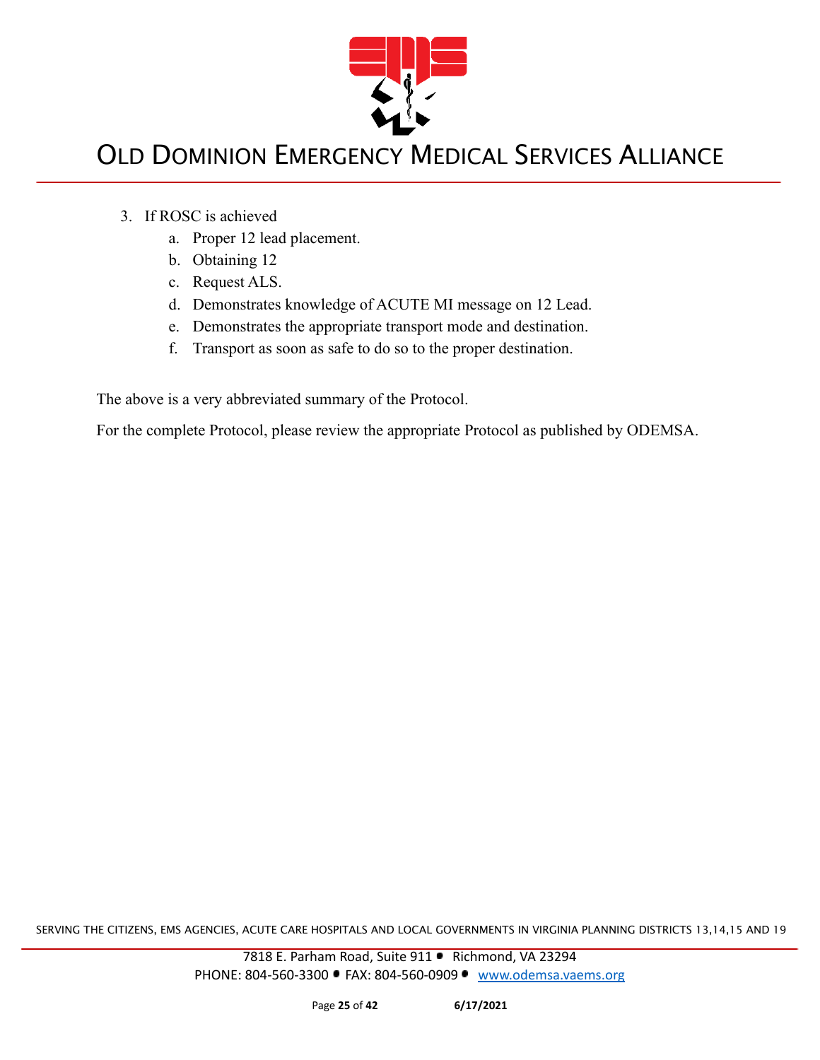3. If ROSC is achieved
    a. Proper 12 lead placement.
    b. Obtaining 12
    c. Request ALS.
    d. Demonstrates knowledge of ACUTE MI message on 12 Lead.
    e. Demonstrates the appropriate transport mode and destination.
    f. Transport as soon as safe to do so to the proper destination.

The above is a very abbreviated summary of the Protocol.

For the complete Protocol, please review the appropriate Protocol as published by ODEMSA.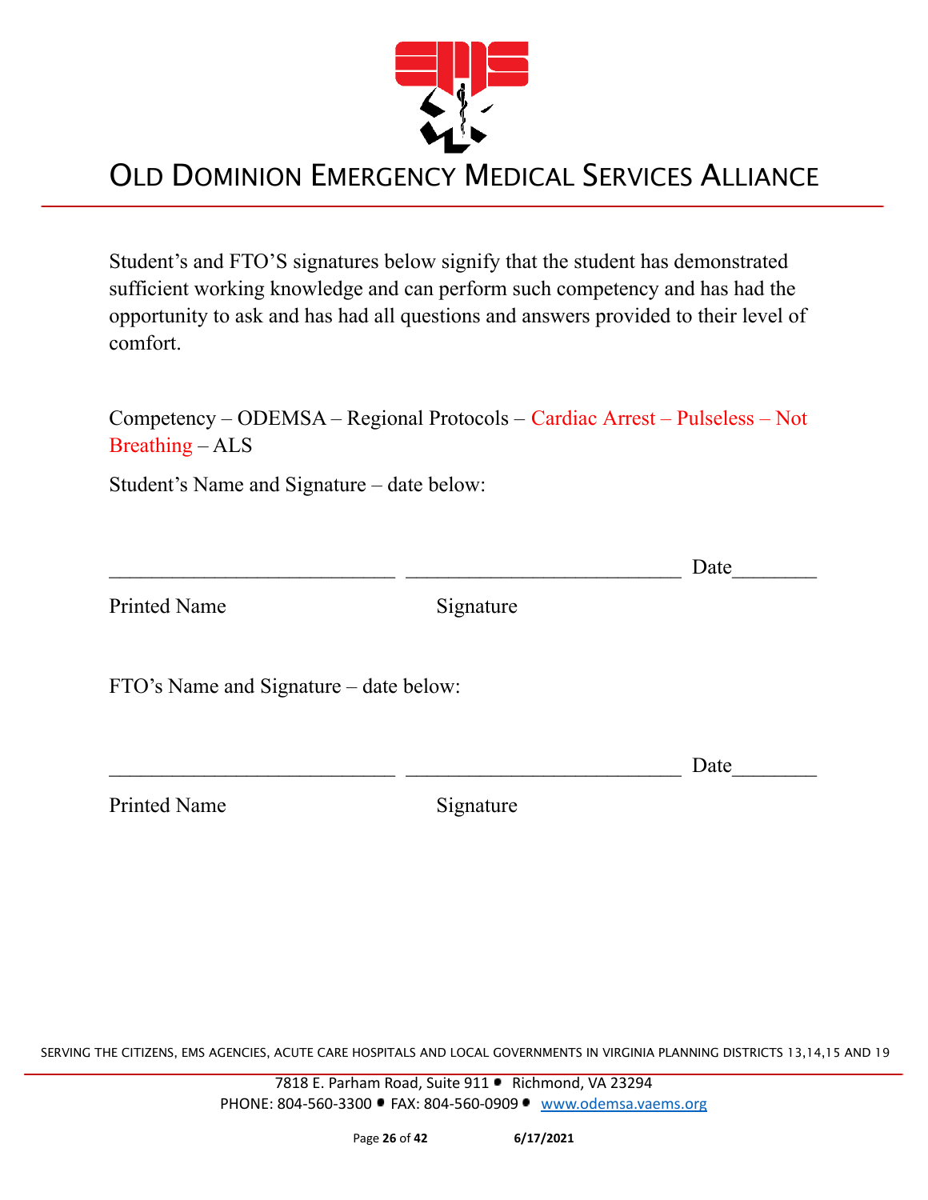# OLD DOMINION EMERGENCY MEDICAL SERVICES ALLIANCE

Student's and FTO'S signatures below signify that the student has demonstrated sufficient working knowledge and can perform such competency and has had the opportunity to ask and has had all questions and answers provided to their level of comfort.

Competency – ODEMSA – Regional Protocols – Cardiac Arrest – Pulseless – Not Breathing – ALS

Student's Name and Signature – date below:

\_\_\_\_\_\_\_\_\_\_\_\_\_\_\_\_\_\_\_\_\_\_\_\_\_\_\_\_ \_\_\_\_\_\_\_\_\_\_\_\_\_\_\_\_\_\_\_\_\_\_\_\_\_\_\_ Date\_\_\_\_\_\_\_\_

Printed Name Signature

FTO's Name and Signature – date below:

\_\_\_\_\_\_\_\_\_\_\_\_\_\_\_\_\_\_\_\_\_\_\_\_\_\_\_\_ \_\_\_\_\_\_\_\_\_\_\_\_\_\_\_\_\_\_\_\_\_\_\_\_\_\_\_ Date\_\_\_\_\_\_\_\_

Printed Name Signature

SERVING THE CITIZENS, EMS AGENCIES, ACUTE CARE HOSPITALS AND LOCAL GOVERNMENTS IN VIRGINIA PLANNING DISTRICTS 13,14,15 AND 19

7818 E. Parham Road, Suite 911 • Richmond, VA 23294
PHONE: 804-560-3300 • FAX: 804-560-0909 • www.odemsa.vaems.org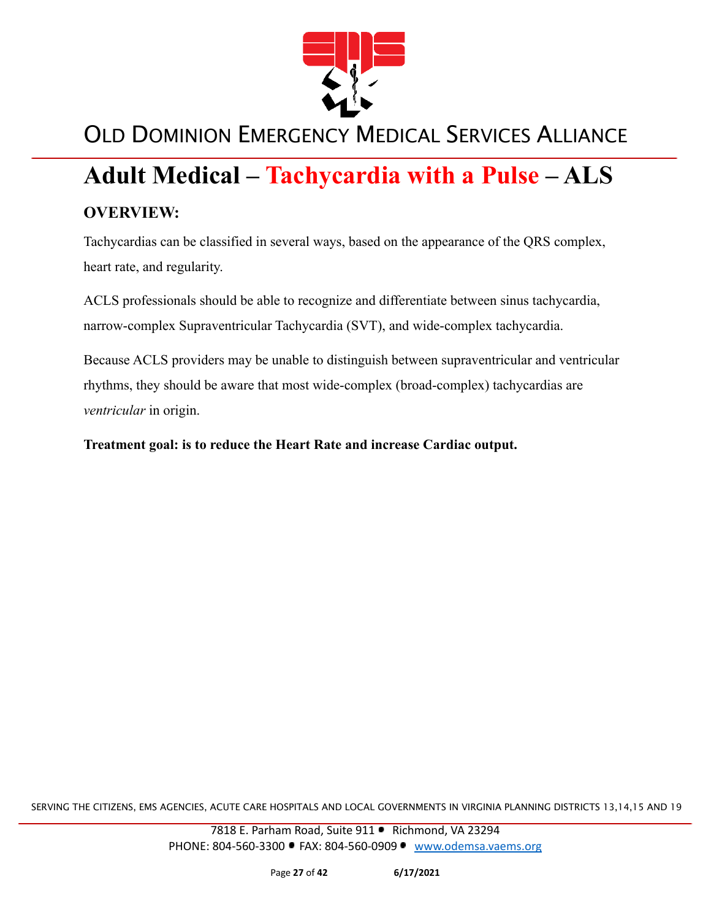# Adult Medical – Tachycardia with a Pulse – ALS

## OVERVIEW:

Tachycardias can be classified in several ways, based on the appearance of the QRS complex, heart rate, and regularity.

ACLS professionals should be able to recognize and differentiate between sinus tachycardia, narrow-complex Supraventricular Tachycardia (SVT), and wide-complex tachycardia.

Because ACLS providers may be unable to distinguish between supraventricular and ventricular rhythms, they should be aware that most wide-complex (broad-complex) tachycardias are *ventricular* in origin.

**Treatment goal: is to reduce the Heart Rate and increase Cardiac output.**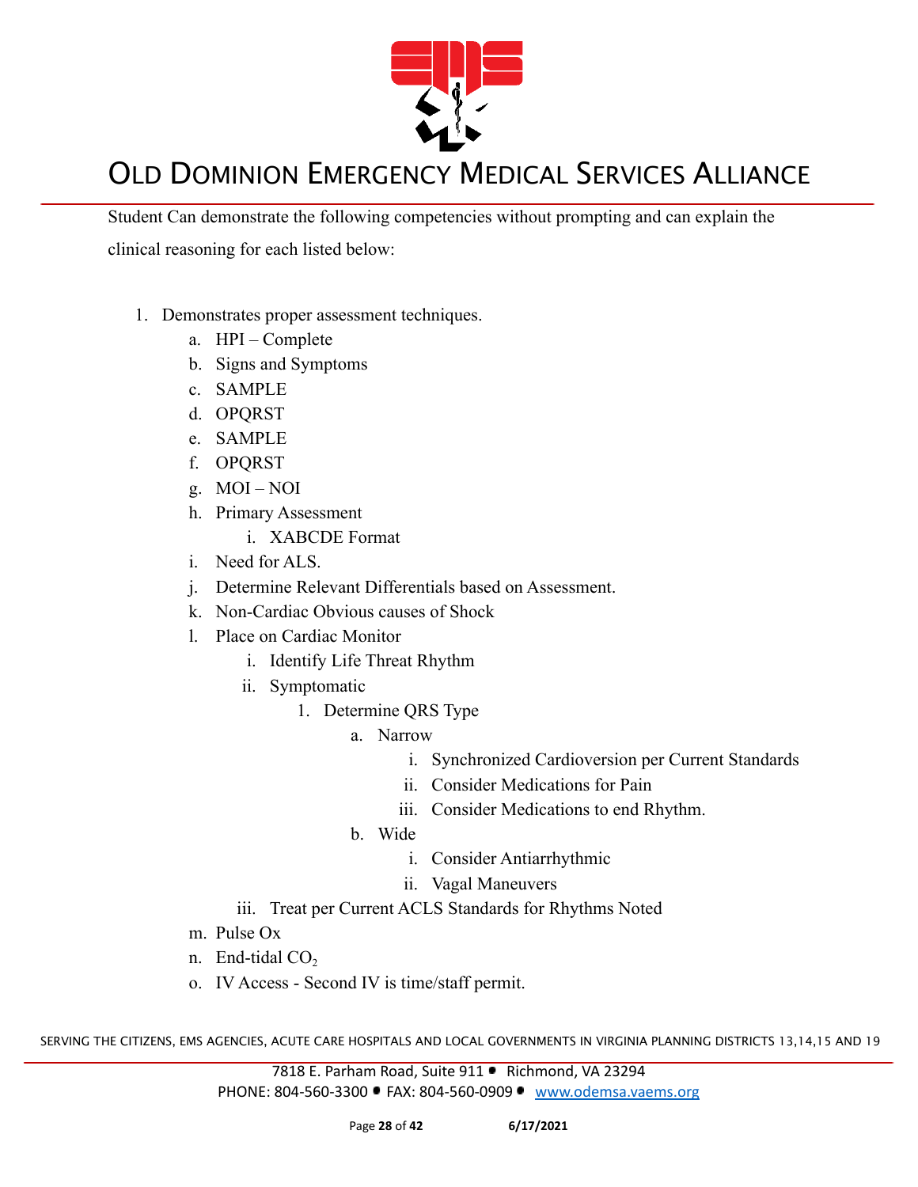Student Can demonstrate the following competencies without prompting and can explain the clinical reasoning for each listed below:

1. Demonstrates proper assessment techniques.
    a. HPI – Complete
    b. Signs and Symptoms
    c. SAMPLE
    d. OPQRST
    e. SAMPLE
    f. OPQRST
    g. MOI – NOI
    h. Primary Assessment
        i. XABCDE Format
    i. Need for ALS.
    j. Determine Relevant Differentials based on Assessment.
    k. Non-Cardiac Obvious causes of Shock
    l. Place on Cardiac Monitor
        i. Identify Life Threat Rhythm
        ii. Symptomatic
            1. Determine QRS Type
                a. Narrow
                    i. Synchronized Cardioversion per Current Standards
                    ii. Consider Medications for Pain
                    iii. Consider Medications to end Rhythm.
                b. Wide
                    i. Consider Antiarrhythmic
                    ii. Vagal Maneuvers
        iii. Treat per Current ACLS Standards for Rhythms Noted
    m. Pulse Ox
    n. End-tidal $CO_2$
    o. IV Access - Second IV is time/staff permit.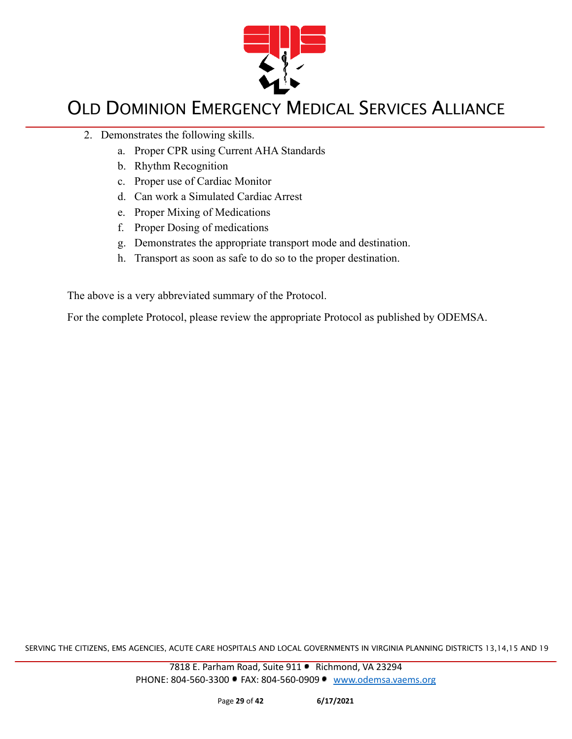2. Demonstrates the following skills.
   a. Proper CPR using Current AHA Standards
   b. Rhythm Recognition
   c. Proper use of Cardiac Monitor
   d. Can work a Simulated Cardiac Arrest
   e. Proper Mixing of Medications
   f. Proper Dosing of medications
   g. Demonstrates the appropriate transport mode and destination.
   h. Transport as soon as safe to do so to the proper destination.

The above is a very abbreviated summary of the Protocol.

For the complete Protocol, please review the appropriate Protocol as published by ODEMSA.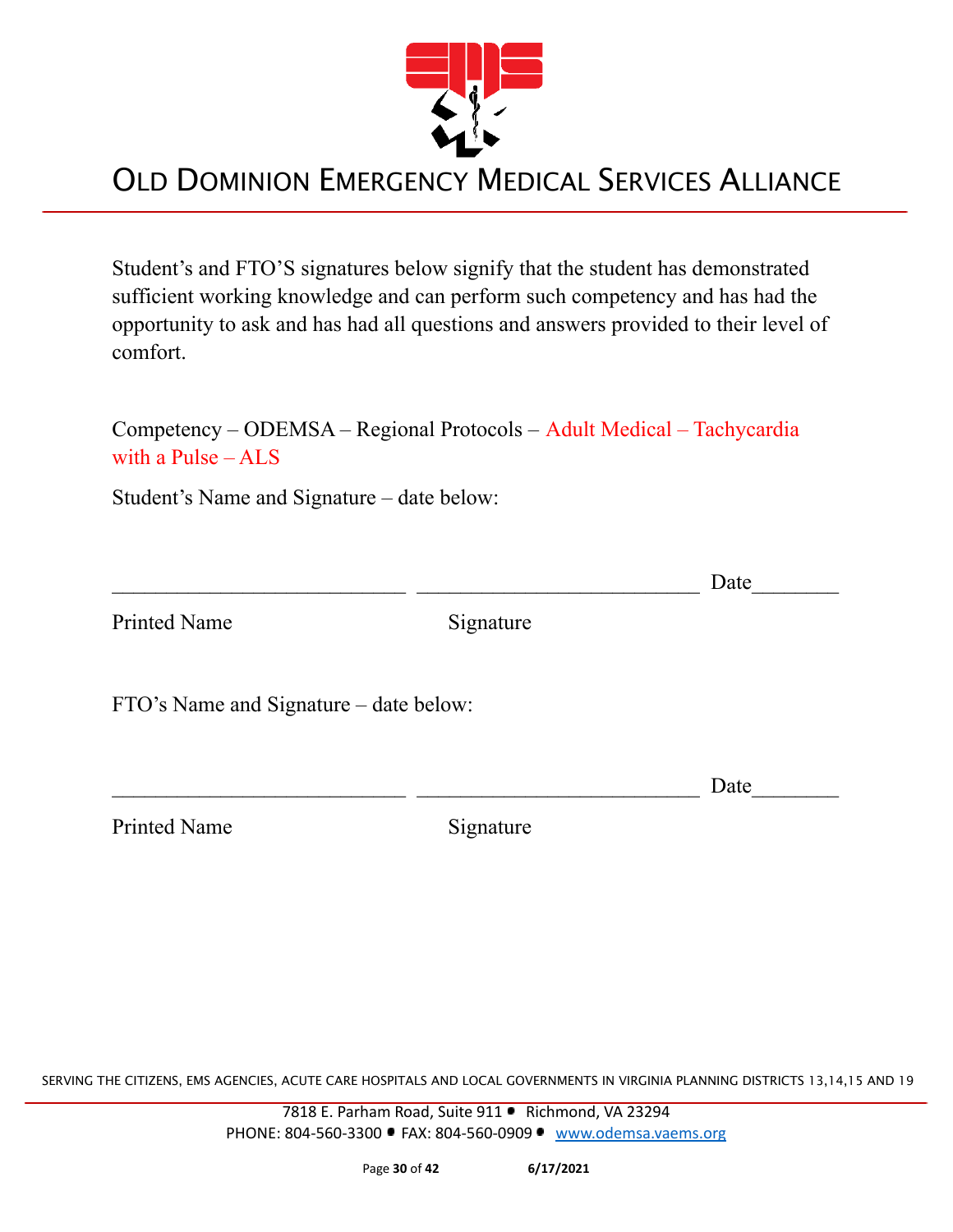# OLD DOMINION EMERGENCY MEDICAL SERVICES ALLIANCE

Student's and FTO'S signatures below signify that the student has demonstrated sufficient working knowledge and can perform such competency and has had the opportunity to ask and has had all questions and answers provided to their level of comfort.

Competency – ODEMSA – Regional Protocols – Adult Medical – Tachycardia with a Pulse – ALS

Student's Name and Signature – date below:

___________________________ __________________________ Date________

Printed Name Signature

FTO's Name and Signature – date below:

___________________________ __________________________ Date________

Printed Name Signature

SERVING THE CITIZENS, EMS AGENCIES, ACUTE CARE HOSPITALS AND LOCAL GOVERNMENTS IN VIRGINIA PLANNING DISTRICTS 13,14,15 AND 19

7818 E. Parham Road, Suite 911 • Richmond, VA 23294
PHONE: 804-560-3300 • FAX: 804-560-0909 • www.odemsa.vaems.org

6/17/2021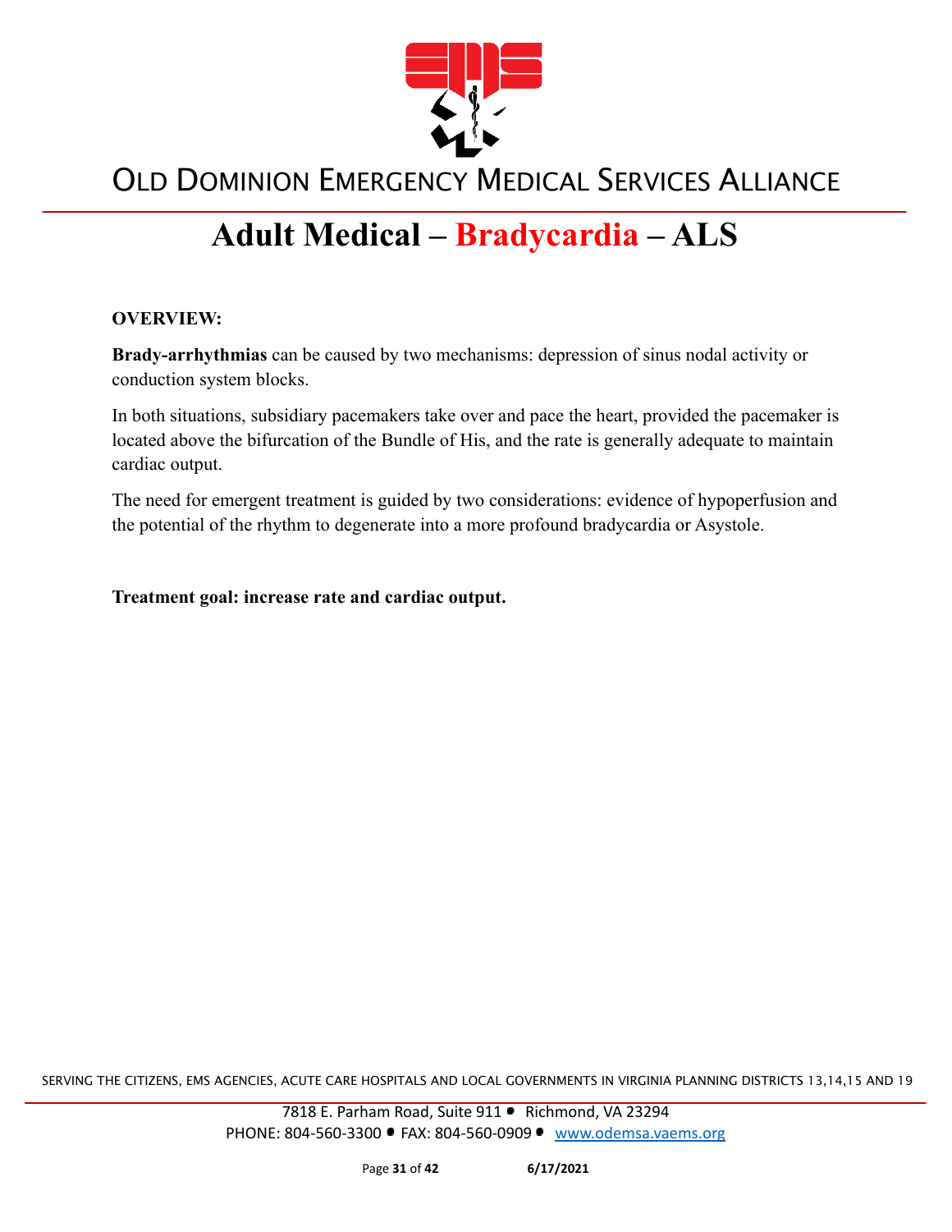# Adult Medical – Bradycardia – ALS

**OVERVIEW:**

**Brady-arrhythmias** can be caused by two mechanisms: depression of sinus nodal activity or conduction system blocks.

In both situations, subsidiary pacemakers take over and pace the heart, provided the pacemaker is located above the bifurcation of the Bundle of His, and the rate is generally adequate to maintain cardiac output.

The need for emergent treatment is guided by two considerations: evidence of hypoperfusion and the potential of the rhythm to degenerate into a more profound bradycardia or Asystole.

**Treatment goal: increase rate and cardiac output.**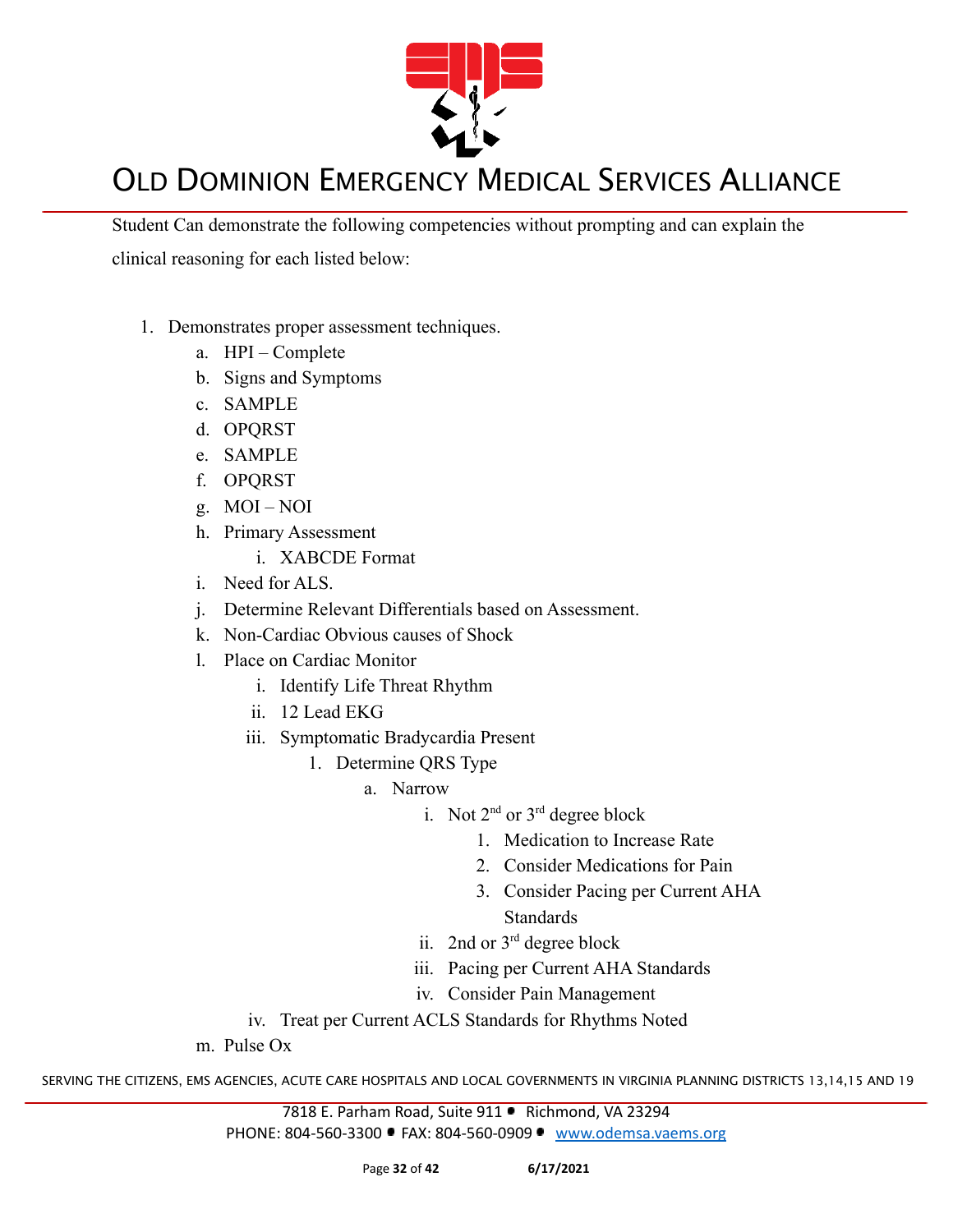Student Can demonstrate the following competencies without prompting and can explain the clinical reasoning for each listed below:

1. Demonstrates proper assessment techniques.
   a. HPI – Complete
   b. Signs and Symptoms
   c. SAMPLE
   d. OPQRST
   e. SAMPLE
   f. OPQRST
   g. MOI – NOI
   h. Primary Assessment
      i. XABCDE Format
   i. Need for ALS.
   j. Determine Relevant Differentials based on Assessment.
   k. Non-Cardiac Obvious causes of Shock
   l. Place on Cardiac Monitor
      i. Identify Life Threat Rhythm
      ii. 12 Lead EKG
      iii. Symptomatic Bradycardia Present
         1. Determine QRS Type
            a. Narrow
               i. Not 2nd or 3rd degree block
                  1. Medication to Increase Rate
                  2. Consider Medications for Pain
                  3. Consider Pacing per Current AHA Standards
               ii. 2nd or 3rd degree block
               iii. Pacing per Current AHA Standards
               iv. Consider Pain Management
      iv. Treat per Current ACLS Standards for Rhythms Noted
   m. Pulse Ox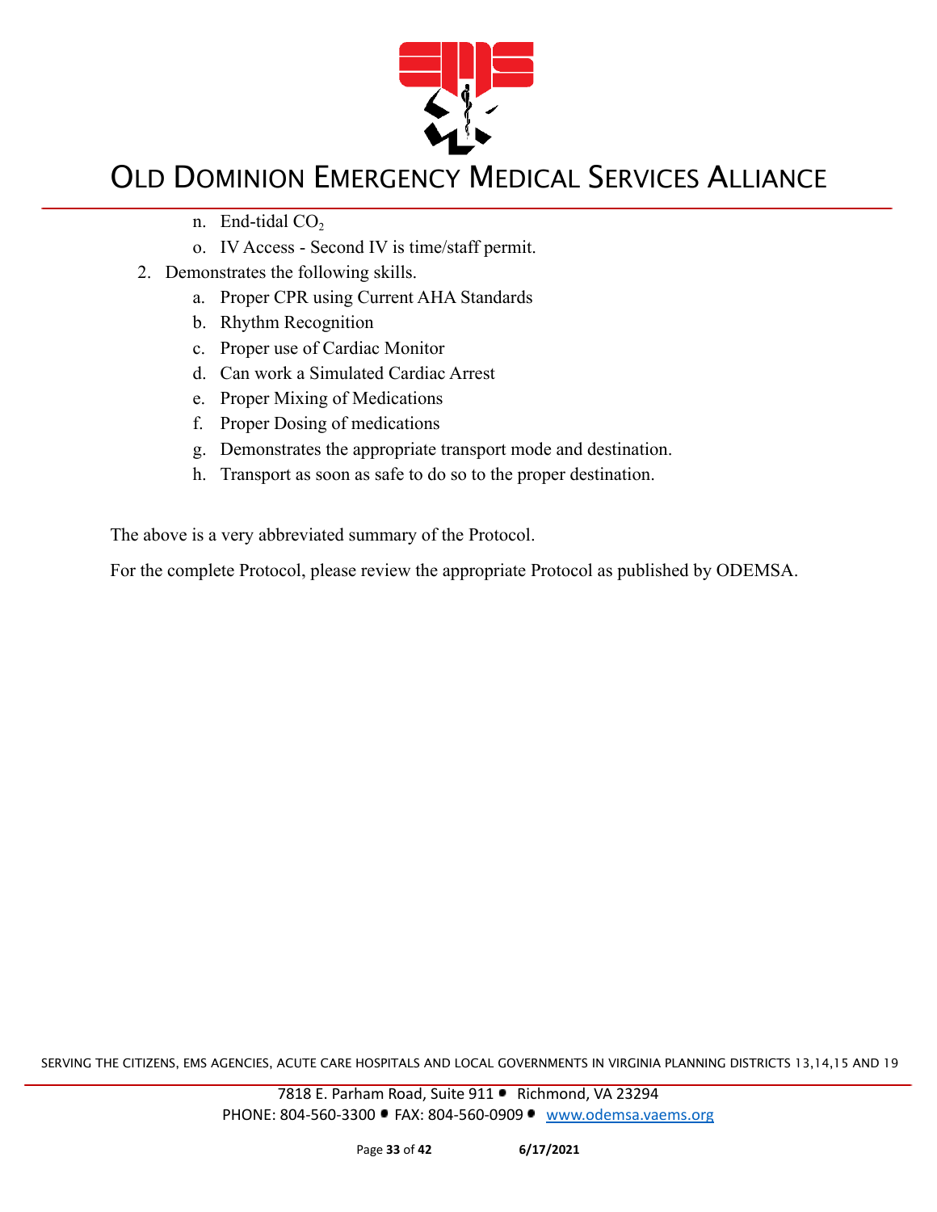n. End-tidal $CO_2$

o. IV Access - Second IV is time/staff permit.

2. Demonstrates the following skills.
   a. Proper CPR using Current AHA Standards
   b. Rhythm Recognition
   c. Proper use of Cardiac Monitor
   d. Can work a Simulated Cardiac Arrest
   e. Proper Mixing of Medications
   f. Proper Dosing of medications
   g. Demonstrates the appropriate transport mode and destination.
   h. Transport as soon as safe to do so to the proper destination.

The above is a very abbreviated summary of the Protocol.

For the complete Protocol, please review the appropriate Protocol as published by ODEMSA.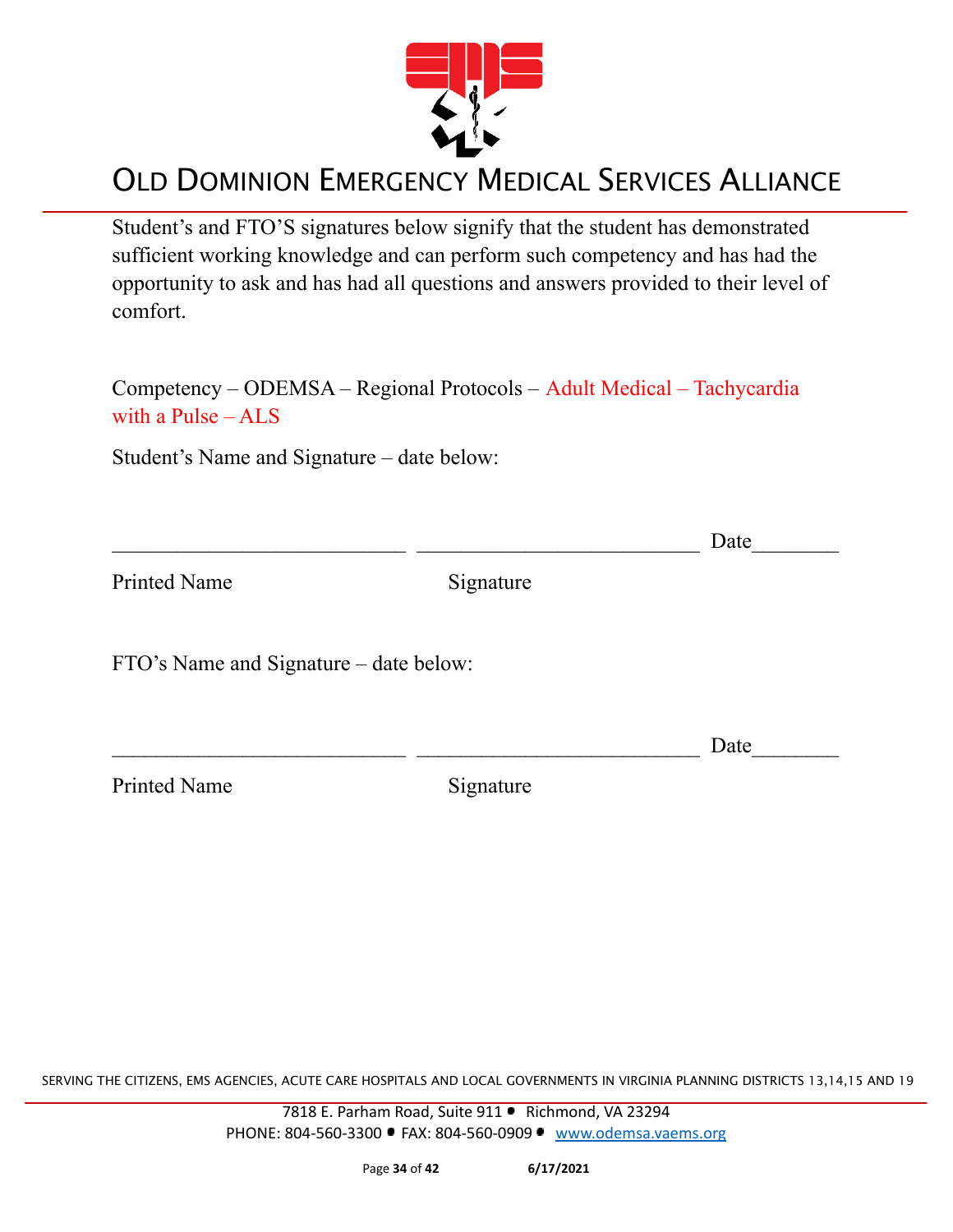# OLD DOMINION EMERGENCY MEDICAL SERVICES ALLIANCE

Student's and FTO'S signatures below signify that the student has demonstrated sufficient working knowledge and can perform such competency and has had the opportunity to ask and has had all questions and answers provided to their level of comfort.

Competency – ODEMSA – Regional Protocols – Adult Medical – Tachycardia with a Pulse – ALS

Student's Name and Signature – date below:

___________________________ ___________________________ Date________

Printed Name Signature

FTO's Name and Signature – date below:

___________________________ ___________________________ Date________

Printed Name Signature

SERVING THE CITIZENS, EMS AGENCIES, ACUTE CARE HOSPITALS AND LOCAL GOVERNMENTS IN VIRGINIA PLANNING DISTRICTS 13,14,15 AND 19

7818 E. Parham Road, Suite 911 • Richmond, VA 23294
PHONE: 804-560-3300 • FAX: 804-560-0909 • www.odemsa.vaems.org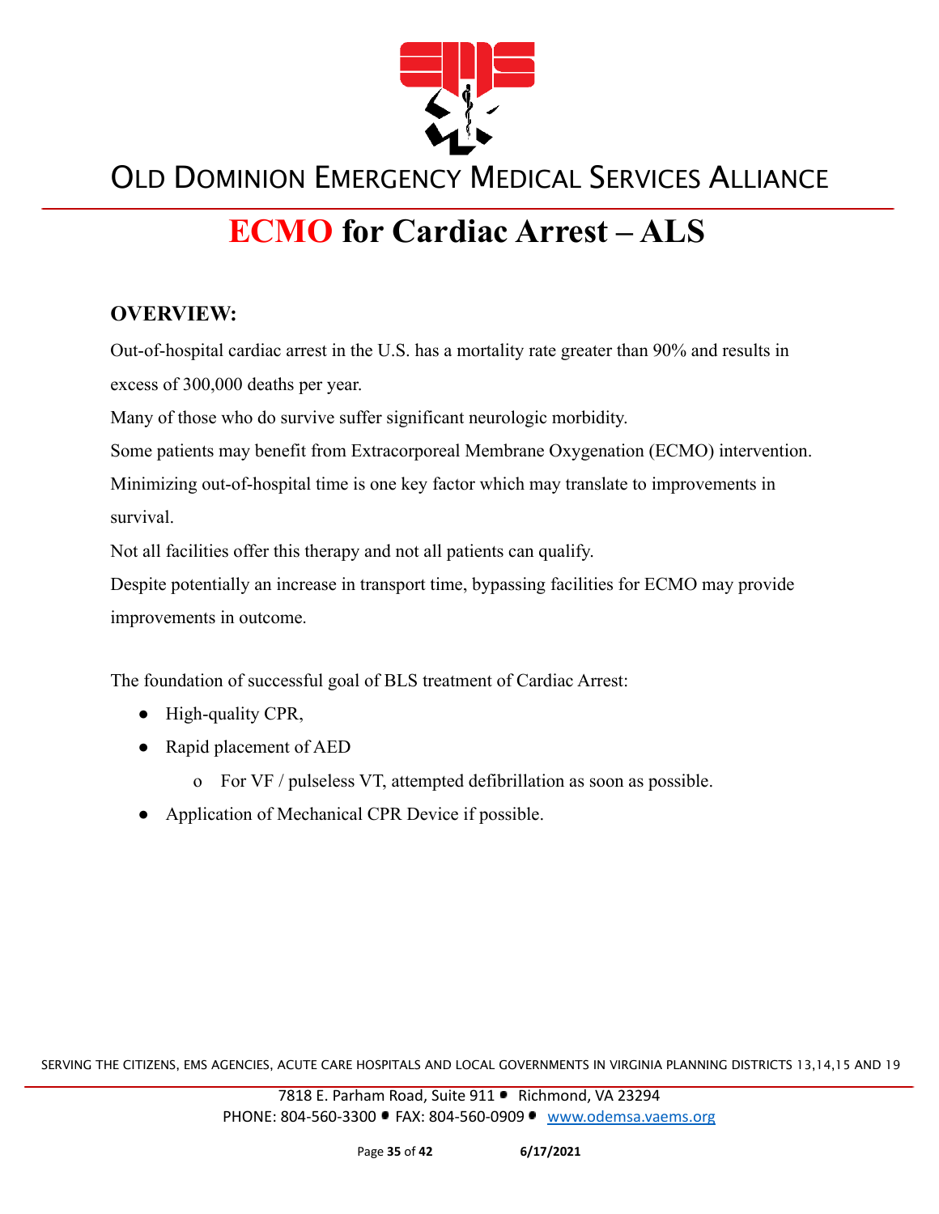# ECMO for Cardiac Arrest – ALS

## OVERVIEW:

Out-of-hospital cardiac arrest in the U.S. has a mortality rate greater than 90% and results in excess of 300,000 deaths per year.

Many of those who do survive suffer significant neurologic morbidity.

Some patients may benefit from Extracorporeal Membrane Oxygenation (ECMO) intervention.

Minimizing out-of-hospital time is one key factor which may translate to improvements in survival.

Not all facilities offer this therapy and not all patients can qualify.

Despite potentially an increase in transport time, bypassing facilities for ECMO may provide improvements in outcome.

The foundation of successful goal of BLS treatment of Cardiac Arrest:

- High-quality CPR,
- Rapid placement of AED
    - For VF / pulseless VT, attempted defibrillation as soon as possible.
- Application of Mechanical CPR Device if possible.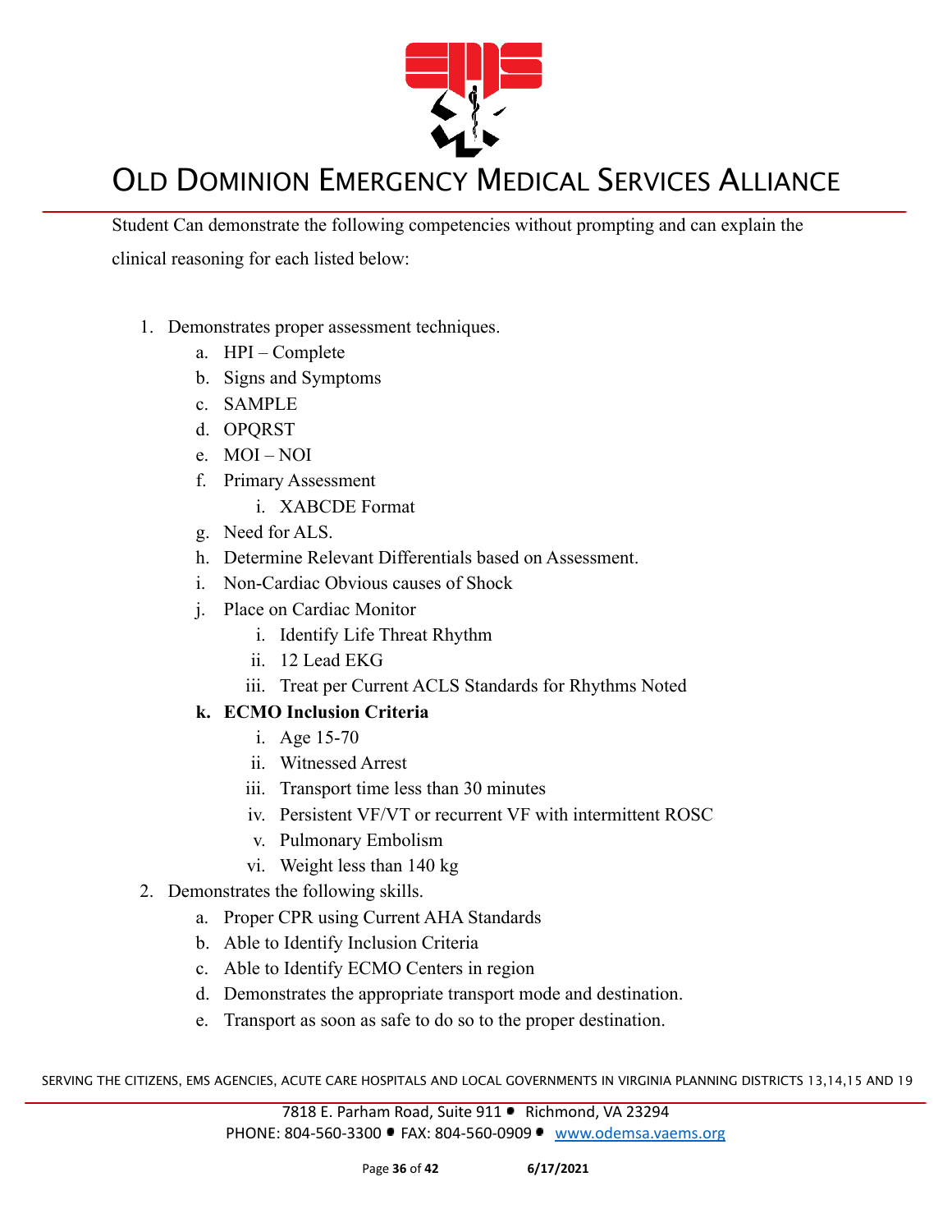Student Can demonstrate the following competencies without prompting and can explain the clinical reasoning for each listed below:

1. Demonstrates proper assessment techniques.
   a. HPI – Complete
   b. Signs and Symptoms
   c. SAMPLE
   d. OPQRST
   e. MOI – NOI
   f. Primary Assessment
      i. XABCDE Format
   g. Need for ALS.
   h. Determine Relevant Differentials based on Assessment.
   i. Non-Cardiac Obvious causes of Shock
   j. Place on Cardiac Monitor
      i. Identify Life Threat Rhythm
      ii. 12 Lead EKG
      iii. Treat per Current ACLS Standards for Rhythms Noted
   **k. ECMO Inclusion Criteria**
      i. Age 15-70
      ii. Witnessed Arrest
      iii. Transport time less than 30 minutes
      iv. Persistent VF/VT or recurrent VF with intermittent ROSC
      v. Pulmonary Embolism
      vi. Weight less than 140 kg
2. Demonstrates the following skills.
   a. Proper CPR using Current AHA Standards
   b. Able to Identify Inclusion Criteria
   c. Able to Identify ECMO Centers in region
   d. Demonstrates the appropriate transport mode and destination.
   e. Transport as soon as safe to do so to the proper destination.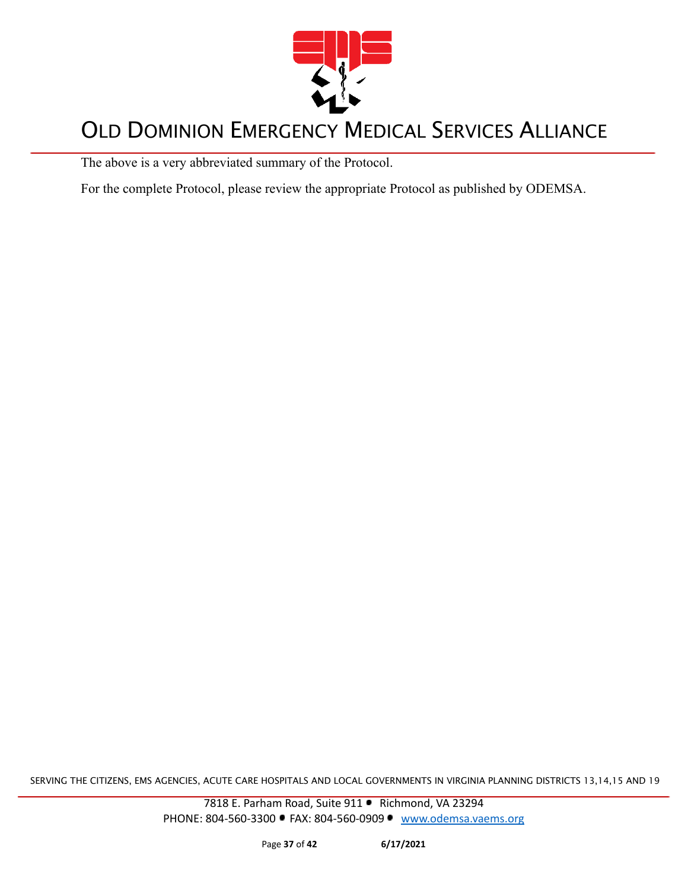The above is a very abbreviated summary of the Protocol.

For the complete Protocol, please review the appropriate Protocol as published by ODEMSA.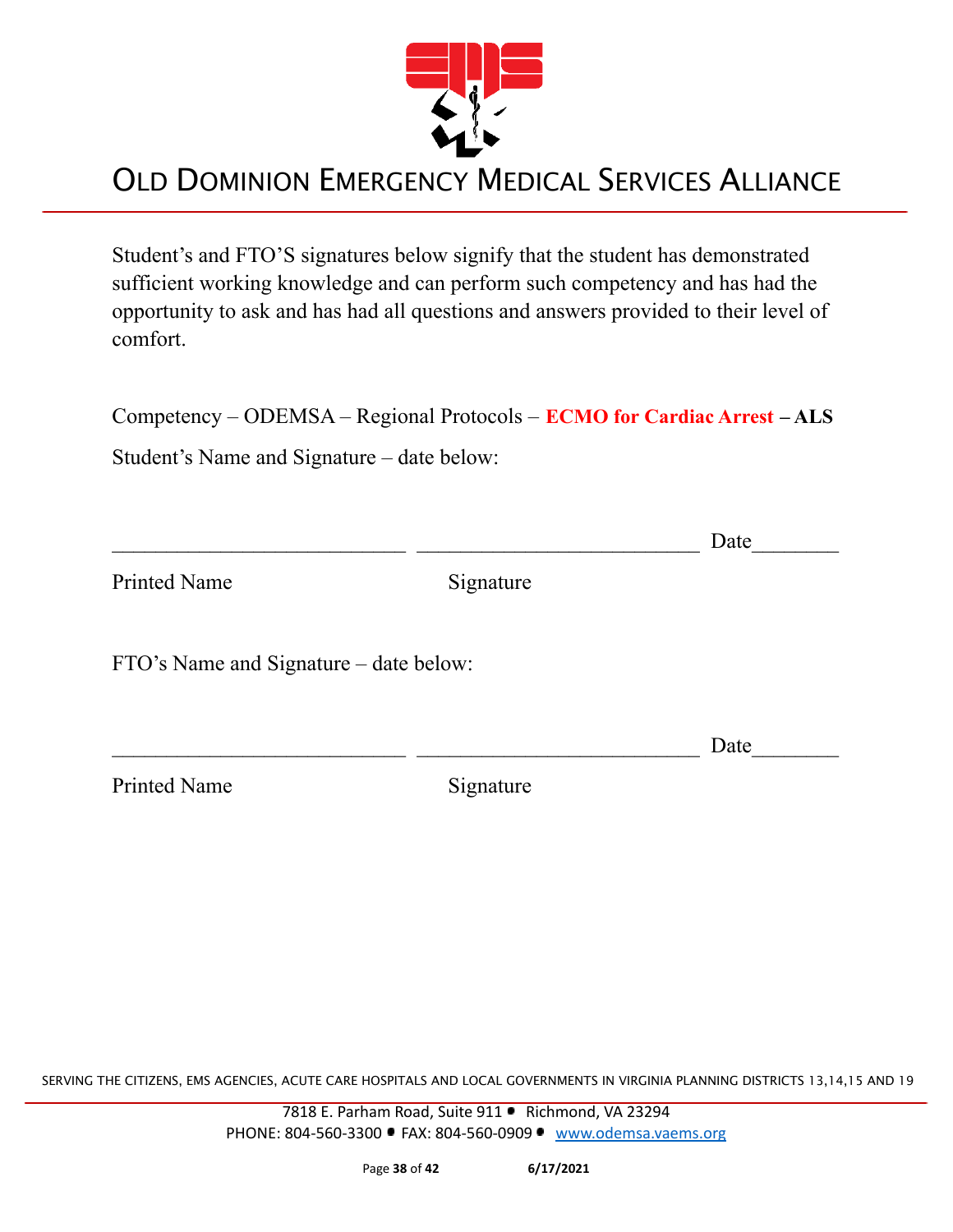# OLD DOMINION EMERGENCY MEDICAL SERVICES ALLIANCE

Student's and FTO'S signatures below signify that the student has demonstrated sufficient working knowledge and can perform such competency and has had the opportunity to ask and has had all questions and answers provided to their level of comfort.

Competency – ODEMSA – Regional Protocols – **ECMO for Cardiac Arrest – ALS**

Student's Name and Signature – date below:

___________________________ ___________________________ Date________

Printed Name Signature

FTO's Name and Signature – date below:

___________________________ ___________________________ Date________

Printed Name Signature

SERVING THE CITIZENS, EMS AGENCIES, ACUTE CARE HOSPITALS AND LOCAL GOVERNMENTS IN VIRGINIA PLANNING DISTRICTS 13,14,15 AND 19

7818 E. Parham Road, Suite 911 • Richmond, VA 23294
PHONE: 804-560-3300 • FAX: 804-560-0909 • www.odemsa.vaems.org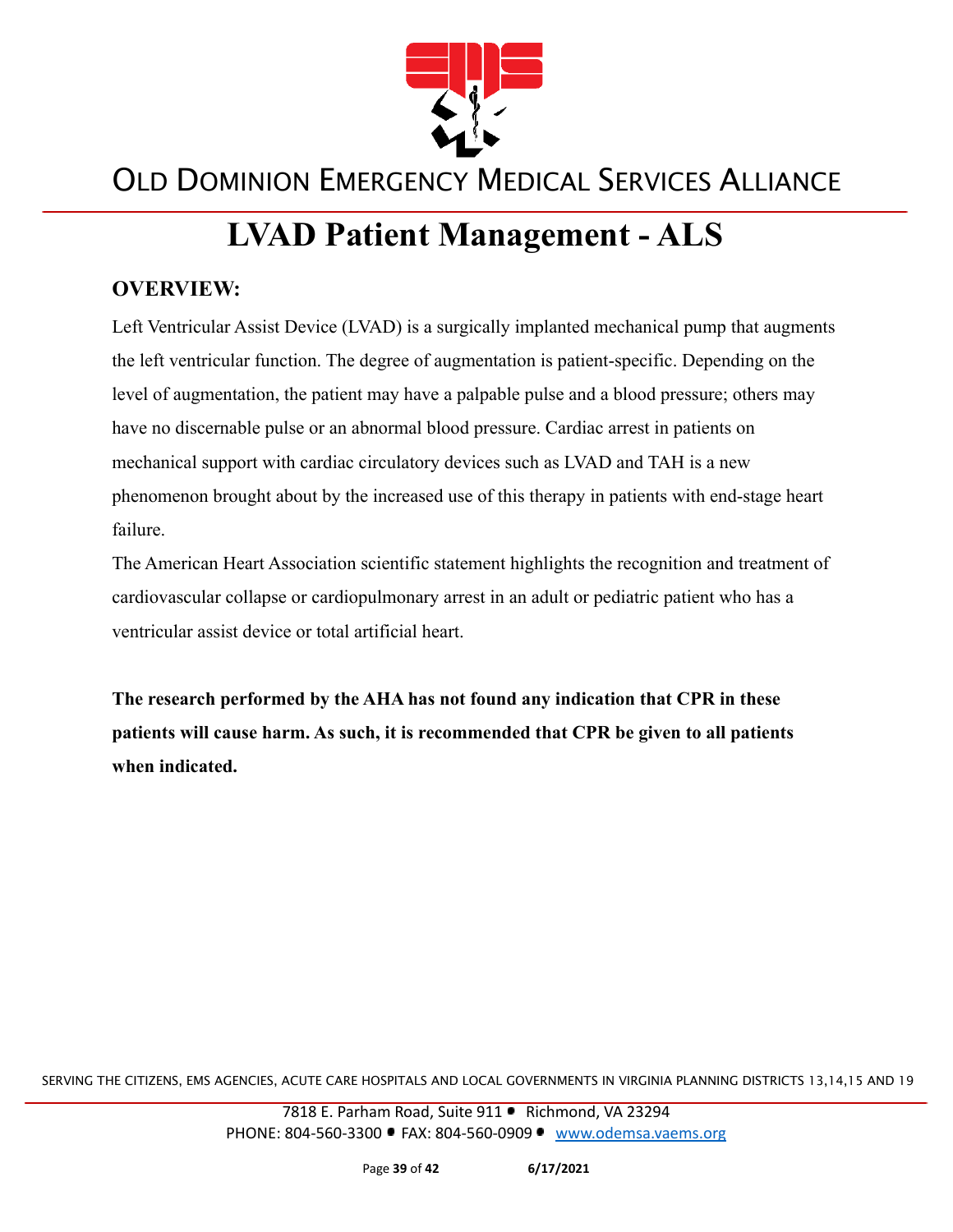# LVAD Patient Management - ALS

## OVERVIEW:

Left Ventricular Assist Device (LVAD) is a surgically implanted mechanical pump that augments the left ventricular function. The degree of augmentation is patient-specific. Depending on the level of augmentation, the patient may have a palpable pulse and a blood pressure; others may have no discernable pulse or an abnormal blood pressure. Cardiac arrest in patients on mechanical support with cardiac circulatory devices such as LVAD and TAH is a new phenomenon brought about by the increased use of this therapy in patients with end-stage heart failure.

The American Heart Association scientific statement highlights the recognition and treatment of cardiovascular collapse or cardiopulmonary arrest in an adult or pediatric patient who has a ventricular assist device or total artificial heart.

**The research performed by the AHA has not found any indication that CPR in these patients will cause harm. As such, it is recommended that CPR be given to all patients when indicated.**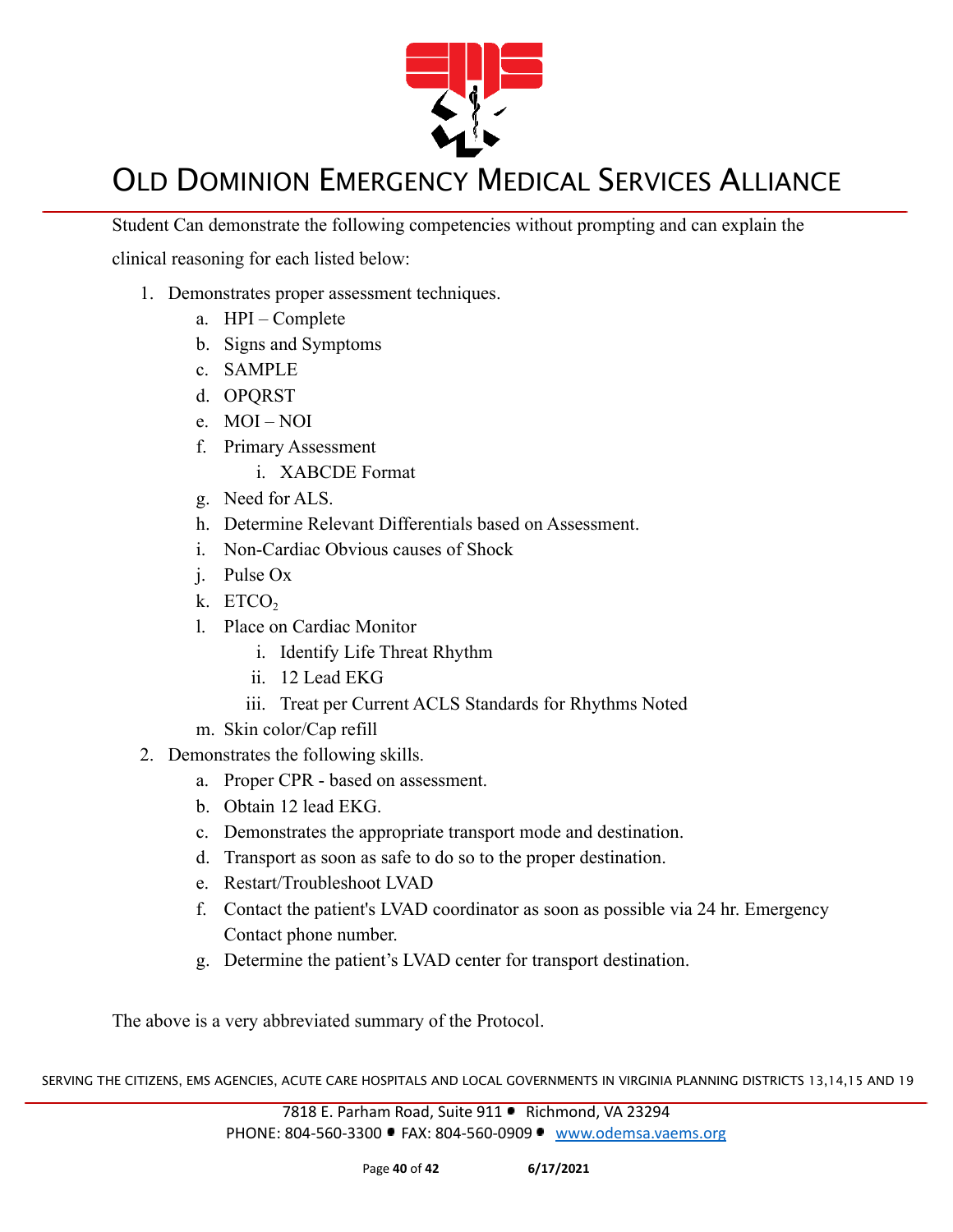Student Can demonstrate the following competencies without prompting and can explain the clinical reasoning for each listed below:

1. Demonstrates proper assessment techniques.
   a. HPI – Complete
   b. Signs and Symptoms
   c. SAMPLE
   d. OPQRST
   e. MOI – NOI
   f. Primary Assessment
      i. XABCDE Format
   g. Need for ALS.
   h. Determine Relevant Differentials based on Assessment.
   i. Non-Cardiac Obvious causes of Shock
   j. Pulse Ox
   k. $ETCO_2$
   l. Place on Cardiac Monitor
      i. Identify Life Threat Rhythm
      ii. 12 Lead EKG
      iii. Treat per Current ACLS Standards for Rhythms Noted
   m. Skin color/Cap refill
2. Demonstrates the following skills.
   a. Proper CPR - based on assessment.
   b. Obtain 12 lead EKG.
   c. Demonstrates the appropriate transport mode and destination.
   d. Transport as soon as safe to do so to the proper destination.
   e. Restart/Troubleshoot LVAD
   f. Contact the patient's LVAD coordinator as soon as possible via 24 hr. Emergency Contact phone number.
   g. Determine the patient's LVAD center for transport destination.

The above is a very abbreviated summary of the Protocol.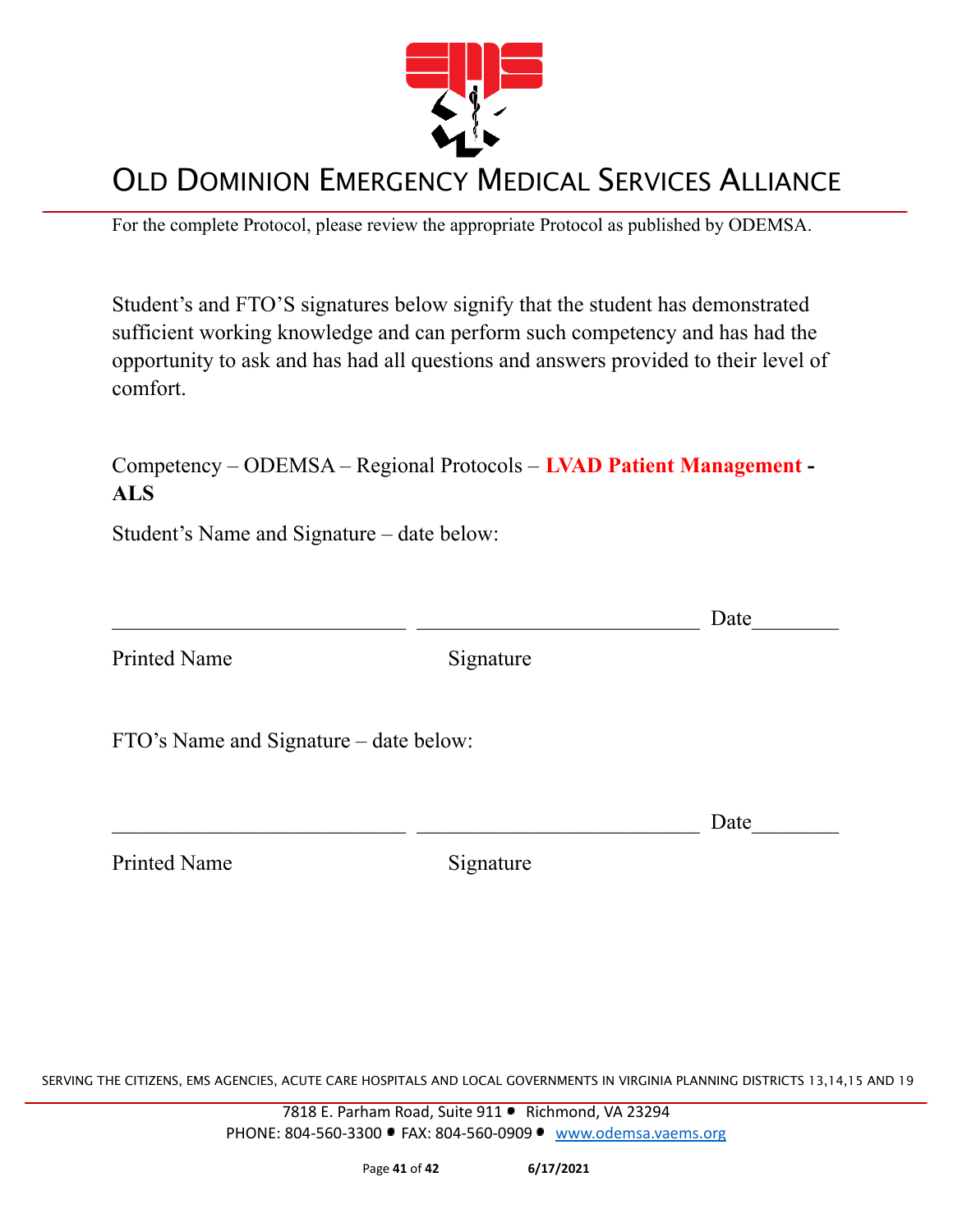# OLD DOMINION EMERGENCY MEDICAL SERVICES ALLIANCE

For the complete Protocol, please review the appropriate Protocol as published by ODEMSA.

Student's and FTO'S signatures below signify that the student has demonstrated sufficient working knowledge and can perform such competency and has had the opportunity to ask and has had all questions and answers provided to their level of comfort.

Competency – ODEMSA – Regional Protocols – **LVAD Patient Management - ALS**

Student's Name and Signature – date below:

___________________________ __________________________ Date________

Printed Name Signature

FTO's Name and Signature – date below:

___________________________ __________________________ Date________

Printed Name Signature

SERVING THE CITIZENS, EMS AGENCIES, ACUTE CARE HOSPITALS AND LOCAL GOVERNMENTS IN VIRGINIA PLANNING DISTRICTS 13,14,15 AND 19

7818 E. Parham Road, Suite 911 • Richmond, VA 23294
PHONE: 804-560-3300 • FAX: 804-560-0909 • www.odemsa.vaems.org